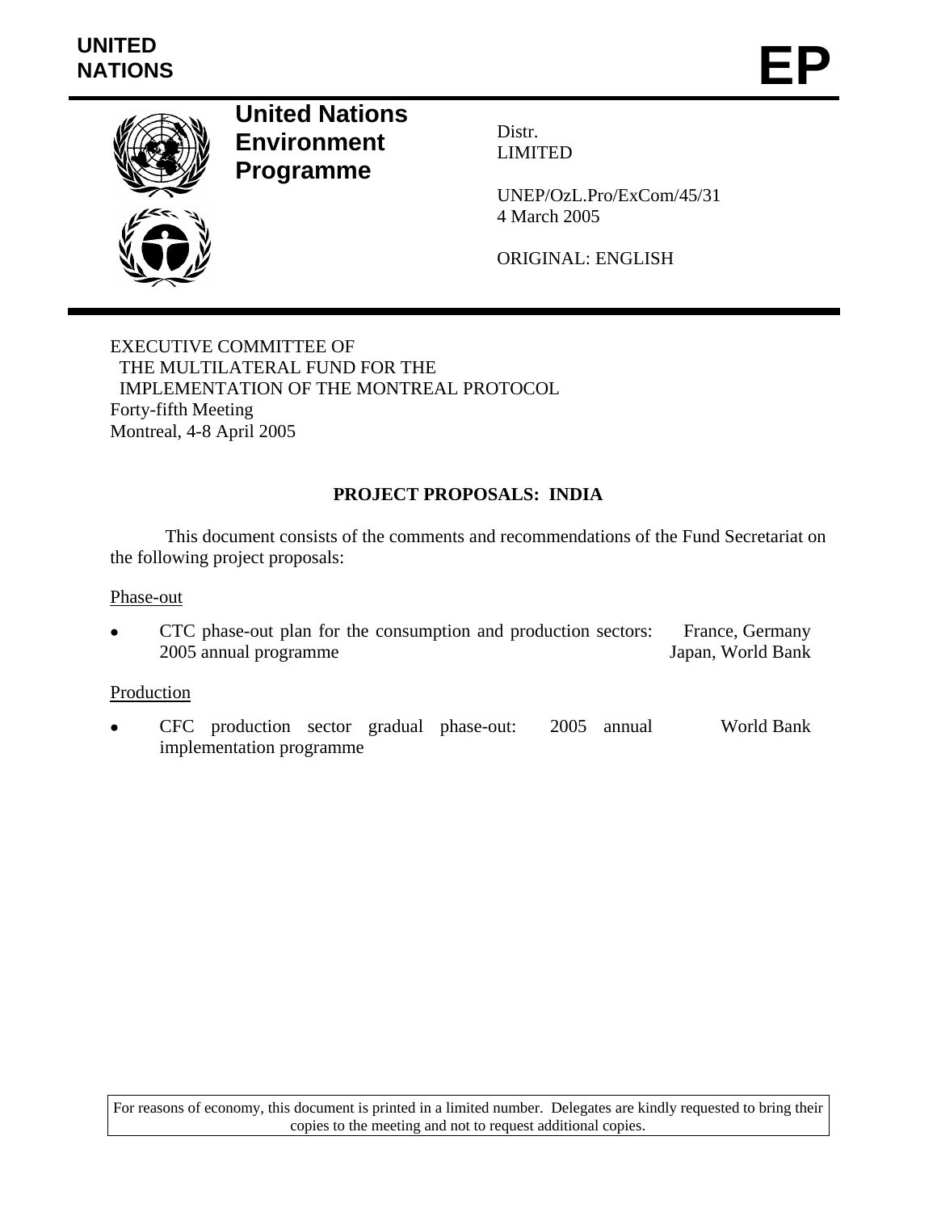UNITED NATIONS

# EP

**United Nations Environment Programme**

Distr.
LIMITED

UNEP/OzL.Pro/ExCom/45/31
4 March 2005

ORIGINAL: ENGLISH

EXECUTIVE COMMITTEE OF
THE MULTILATERAL FUND FOR THE
IMPLEMENTATION OF THE MONTREAL PROTOCOL
Forty-fifth Meeting
Montreal, 4-8 April 2005

## PROJECT PROPOSALS: INDIA

This document consists of the comments and recommendations of the Fund Secretariat on the following project proposals:

Phase-out

- CTC phase-out plan for the consumption and production sectors: 2005 annual programme — France, Germany Japan, World Bank

Production

- CFC production sector gradual phase-out: 2005 annual implementation programme — World Bank

For reasons of economy, this document is printed in a limited number. Delegates are kindly requested to bring their copies to the meeting and not to request additional copies.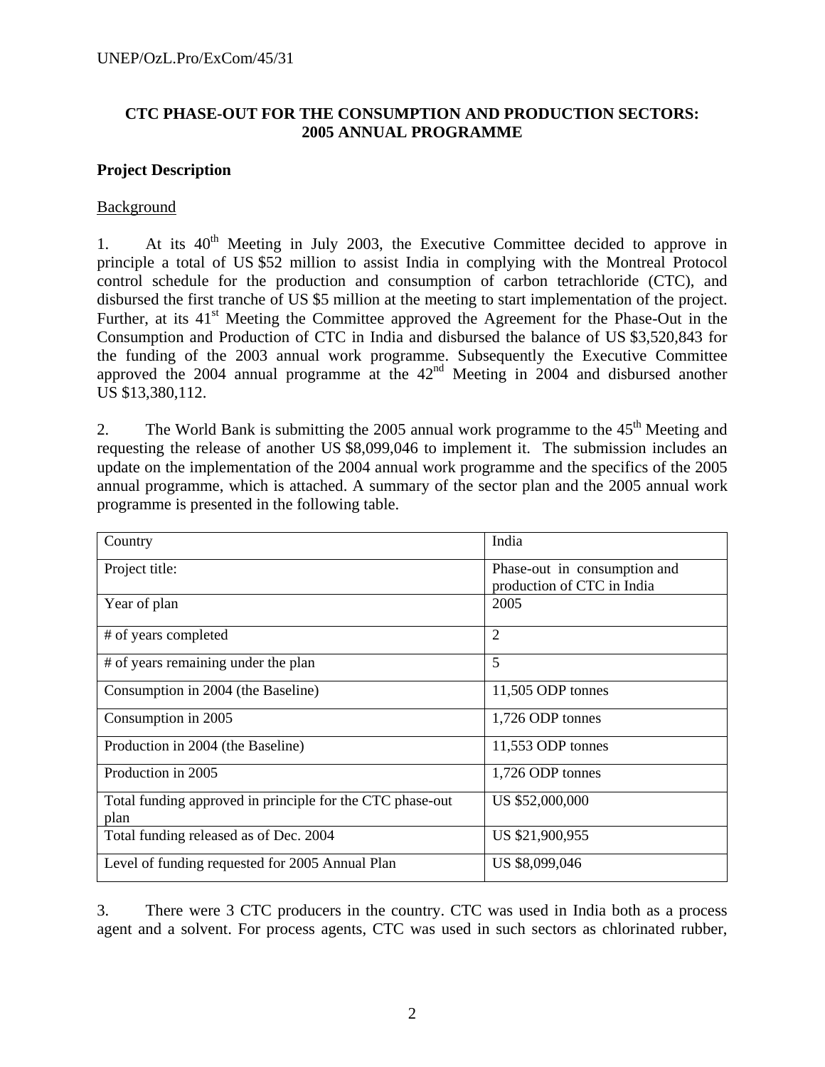**CTC PHASE-OUT FOR THE CONSUMPTION AND PRODUCTION SECTORS: 2005 ANNUAL PROGRAMME**

**Project Description**

Background

1. At its 40th Meeting in July 2003, the Executive Committee decided to approve in principle a total of US $52 million to assist India in complying with the Montreal Protocol control schedule for the production and consumption of carbon tetrachloride (CTC), and disbursed the first tranche of US $5 million at the meeting to start implementation of the project. Further, at its 41st Meeting the Committee approved the Agreement for the Phase-Out in the Consumption and Production of CTC in India and disbursed the balance of US $3,520,843 for the funding of the 2003 annual work programme. Subsequently the Executive Committee approved the 2004 annual programme at the 42nd Meeting in 2004 and disbursed another US $13,380,112.

2. The World Bank is submitting the 2005 annual work programme to the 45th Meeting and requesting the release of another US $8,099,046 to implement it. The submission includes an update on the implementation of the 2004 annual work programme and the specifics of the 2005 annual programme, which is attached. A summary of the sector plan and the 2005 annual work programme is presented in the following table.

| Country | India |
|---|---|
| Project title: | Phase-out in consumption and production of CTC in India |
| Year of plan | 2005 |
| # of years completed | 2 |
| # of years remaining under the plan | 5 |
| Consumption in 2004 (the Baseline) | 11,505 ODP tonnes |
| Consumption in 2005 | 1,726 ODP tonnes |
| Production in 2004 (the Baseline) | 11,553 ODP tonnes |
| Production in 2005 | 1,726 ODP tonnes |
| Total funding approved in principle for the CTC phase-out plan | US $52,000,000 |
| Total funding released as of Dec. 2004 | US $21,900,955 |
| Level of funding requested for 2005 Annual Plan | US $8,099,046 |

3. There were 3 CTC producers in the country. CTC was used in India both as a process agent and a solvent. For process agents, CTC was used in such sectors as chlorinated rubber,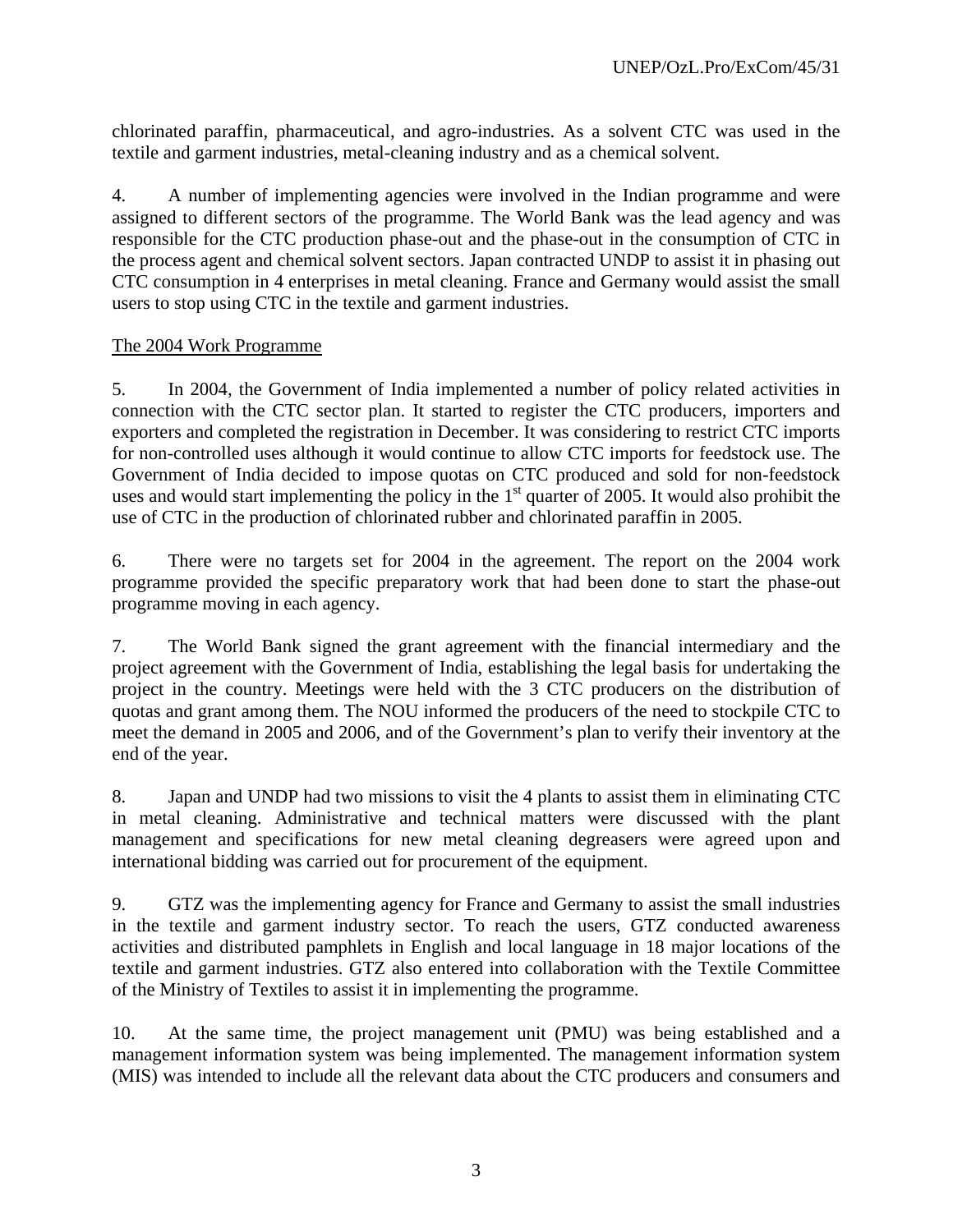chlorinated paraffin, pharmaceutical, and agro-industries. As a solvent CTC was used in the textile and garment industries, metal-cleaning industry and as a chemical solvent.

4. A number of implementing agencies were involved in the Indian programme and were assigned to different sectors of the programme. The World Bank was the lead agency and was responsible for the CTC production phase-out and the phase-out in the consumption of CTC in the process agent and chemical solvent sectors. Japan contracted UNDP to assist it in phasing out CTC consumption in 4 enterprises in metal cleaning. France and Germany would assist the small users to stop using CTC in the textile and garment industries.

The 2004 Work Programme

5. In 2004, the Government of India implemented a number of policy related activities in connection with the CTC sector plan. It started to register the CTC producers, importers and exporters and completed the registration in December. It was considering to restrict CTC imports for non-controlled uses although it would continue to allow CTC imports for feedstock use. The Government of India decided to impose quotas on CTC produced and sold for non-feedstock uses and would start implementing the policy in the 1st quarter of 2005. It would also prohibit the use of CTC in the production of chlorinated rubber and chlorinated paraffin in 2005.

6. There were no targets set for 2004 in the agreement. The report on the 2004 work programme provided the specific preparatory work that had been done to start the phase-out programme moving in each agency.

7. The World Bank signed the grant agreement with the financial intermediary and the project agreement with the Government of India, establishing the legal basis for undertaking the project in the country. Meetings were held with the 3 CTC producers on the distribution of quotas and grant among them. The NOU informed the producers of the need to stockpile CTC to meet the demand in 2005 and 2006, and of the Government's plan to verify their inventory at the end of the year.

8. Japan and UNDP had two missions to visit the 4 plants to assist them in eliminating CTC in metal cleaning. Administrative and technical matters were discussed with the plant management and specifications for new metal cleaning degreasers were agreed upon and international bidding was carried out for procurement of the equipment.

9. GTZ was the implementing agency for France and Germany to assist the small industries in the textile and garment industry sector. To reach the users, GTZ conducted awareness activities and distributed pamphlets in English and local language in 18 major locations of the textile and garment industries. GTZ also entered into collaboration with the Textile Committee of the Ministry of Textiles to assist it in implementing the programme.

10. At the same time, the project management unit (PMU) was being established and a management information system was being implemented. The management information system (MIS) was intended to include all the relevant data about the CTC producers and consumers and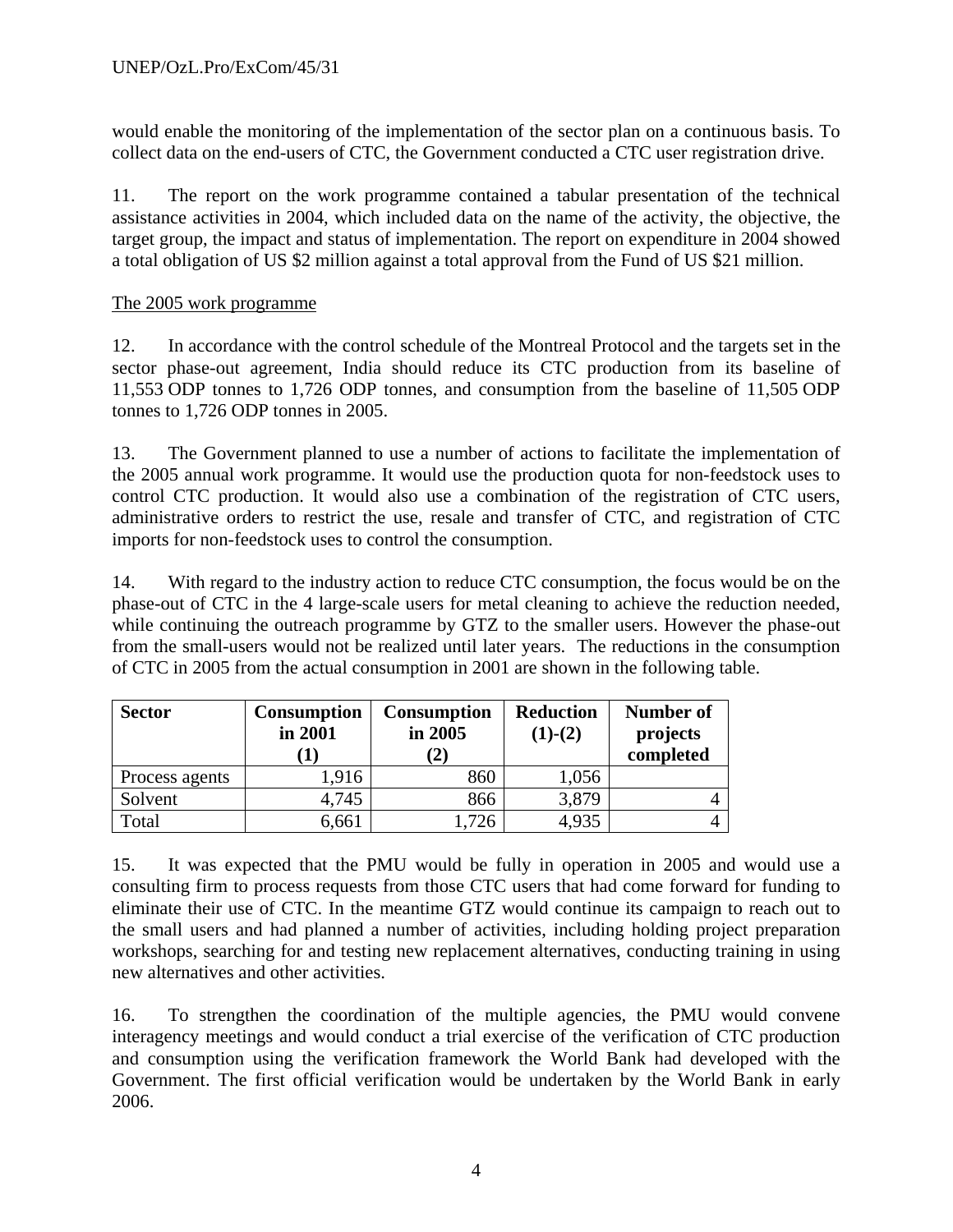would enable the monitoring of the implementation of the sector plan on a continuous basis. To collect data on the end-users of CTC, the Government conducted a CTC user registration drive.

11. The report on the work programme contained a tabular presentation of the technical assistance activities in 2004, which included data on the name of the activity, the objective, the target group, the impact and status of implementation. The report on expenditure in 2004 showed a total obligation of US $2 million against a total approval from the Fund of US $21 million.

The 2005 work programme

12. In accordance with the control schedule of the Montreal Protocol and the targets set in the sector phase-out agreement, India should reduce its CTC production from its baseline of 11,553 ODP tonnes to 1,726 ODP tonnes, and consumption from the baseline of 11,505 ODP tonnes to 1,726 ODP tonnes in 2005.

13. The Government planned to use a number of actions to facilitate the implementation of the 2005 annual work programme. It would use the production quota for non-feedstock uses to control CTC production. It would also use a combination of the registration of CTC users, administrative orders to restrict the use, resale and transfer of CTC, and registration of CTC imports for non-feedstock uses to control the consumption.

14. With regard to the industry action to reduce CTC consumption, the focus would be on the phase-out of CTC in the 4 large-scale users for metal cleaning to achieve the reduction needed, while continuing the outreach programme by GTZ to the smaller users. However the phase-out from the small-users would not be realized until later years. The reductions in the consumption of CTC in 2005 from the actual consumption in 2001 are shown in the following table.

| **Sector** | **Consumption in 2001 (1)** | **Consumption in 2005 (2)** | **Reduction (1)-(2)** | **Number of projects completed** |
|---|---|---|---|---|
| Process agents | 1,916 | 860 | 1,056 | |
| Solvent | 4,745 | 866 | 3,879 | 4 |
| Total | 6,661 | 1,726 | 4,935 | 4 |

15. It was expected that the PMU would be fully in operation in 2005 and would use a consulting firm to process requests from those CTC users that had come forward for funding to eliminate their use of CTC. In the meantime GTZ would continue its campaign to reach out to the small users and had planned a number of activities, including holding project preparation workshops, searching for and testing new replacement alternatives, conducting training in using new alternatives and other activities.

16. To strengthen the coordination of the multiple agencies, the PMU would convene interagency meetings and would conduct a trial exercise of the verification of CTC production and consumption using the verification framework the World Bank had developed with the Government. The first official verification would be undertaken by the World Bank in early 2006.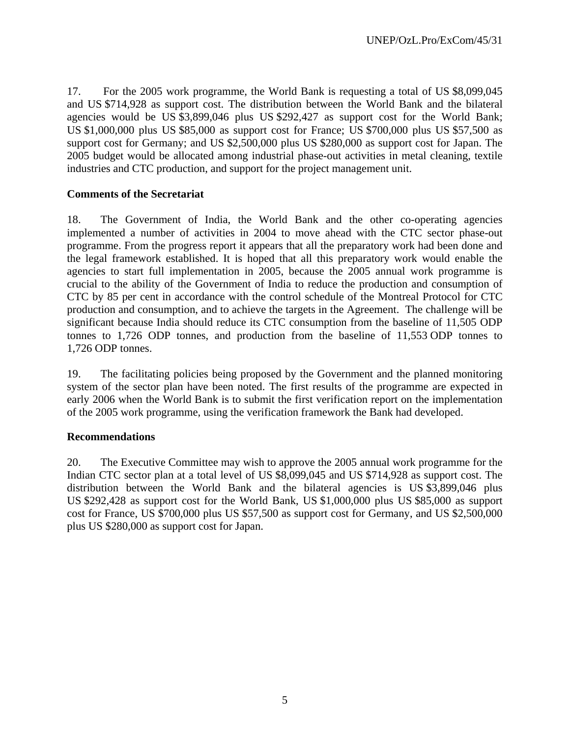17. For the 2005 work programme, the World Bank is requesting a total of US $8,099,045 and US $714,928 as support cost. The distribution between the World Bank and the bilateral agencies would be US $3,899,046 plus US $292,427 as support cost for the World Bank; US $1,000,000 plus US $85,000 as support cost for France; US $700,000 plus US $57,500 as support cost for Germany; and US $2,500,000 plus US $280,000 as support cost for Japan. The 2005 budget would be allocated among industrial phase-out activities in metal cleaning, textile industries and CTC production, and support for the project management unit.

**Comments of the Secretariat**

18. The Government of India, the World Bank and the other co-operating agencies implemented a number of activities in 2004 to move ahead with the CTC sector phase-out programme. From the progress report it appears that all the preparatory work had been done and the legal framework established. It is hoped that all this preparatory work would enable the agencies to start full implementation in 2005, because the 2005 annual work programme is crucial to the ability of the Government of India to reduce the production and consumption of CTC by 85 per cent in accordance with the control schedule of the Montreal Protocol for CTC production and consumption, and to achieve the targets in the Agreement. The challenge will be significant because India should reduce its CTC consumption from the baseline of 11,505 ODP tonnes to 1,726 ODP tonnes, and production from the baseline of 11,553 ODP tonnes to 1,726 ODP tonnes.

19. The facilitating policies being proposed by the Government and the planned monitoring system of the sector plan have been noted. The first results of the programme are expected in early 2006 when the World Bank is to submit the first verification report on the implementation of the 2005 work programme, using the verification framework the Bank had developed.

**Recommendations**

20. The Executive Committee may wish to approve the 2005 annual work programme for the Indian CTC sector plan at a total level of US $8,099,045 and US $714,928 as support cost. The distribution between the World Bank and the bilateral agencies is US $3,899,046 plus US $292,428 as support cost for the World Bank, US $1,000,000 plus US $85,000 as support cost for France, US $700,000 plus US $57,500 as support cost for Germany, and US $2,500,000 plus US $280,000 as support cost for Japan.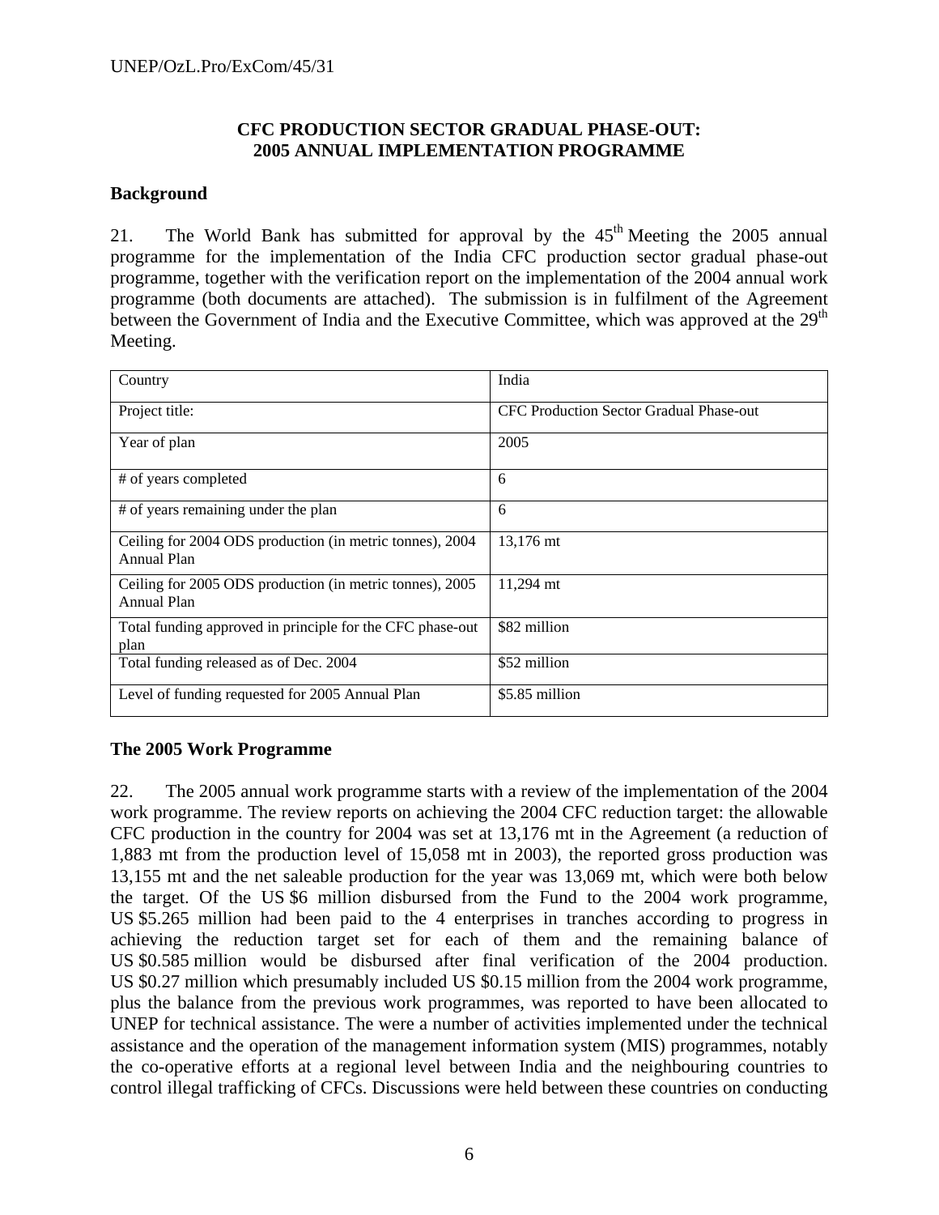### CFC PRODUCTION SECTOR GRADUAL PHASE-OUT:
### 2005 ANNUAL IMPLEMENTATION PROGRAMME

**Background**

21. The World Bank has submitted for approval by the 45th Meeting the 2005 annual programme for the implementation of the India CFC production sector gradual phase-out programme, together with the verification report on the implementation of the 2004 annual work programme (both documents are attached). The submission is in fulfilment of the Agreement between the Government of India and the Executive Committee, which was approved at the 29th Meeting.

| Country | India |
|---|---|
| Project title: | CFC Production Sector Gradual Phase-out |
| Year of plan | 2005 |
| # of years completed | 6 |
| # of years remaining under the plan | 6 |
| Ceiling for 2004 ODS production (in metric tonnes), 2004 Annual Plan | 13,176 mt |
| Ceiling for 2005 ODS production (in metric tonnes), 2005 Annual Plan | 11,294 mt |
| Total funding approved in principle for the CFC phase-out plan | $82 million |
| Total funding released as of Dec. 2004 | $52 million |
| Level of funding requested for 2005 Annual Plan | $5.85 million |

**The 2005 Work Programme**

22. The 2005 annual work programme starts with a review of the implementation of the 2004 work programme. The review reports on achieving the 2004 CFC reduction target: the allowable CFC production in the country for 2004 was set at 13,176 mt in the Agreement (a reduction of 1,883 mt from the production level of 15,058 mt in 2003), the reported gross production was 13,155 mt and the net saleable production for the year was 13,069 mt, which were both below the target. Of the US $6 million disbursed from the Fund to the 2004 work programme, US $5.265 million had been paid to the 4 enterprises in tranches according to progress in achieving the reduction target set for each of them and the remaining balance of US $0.585 million would be disbursed after final verification of the 2004 production. US $0.27 million which presumably included US $0.15 million from the 2004 work programme, plus the balance from the previous work programmes, was reported to have been allocated to UNEP for technical assistance. The were a number of activities implemented under the technical assistance and the operation of the management information system (MIS) programmes, notably the co-operative efforts at a regional level between India and the neighbouring countries to control illegal trafficking of CFCs. Discussions were held between these countries on conducting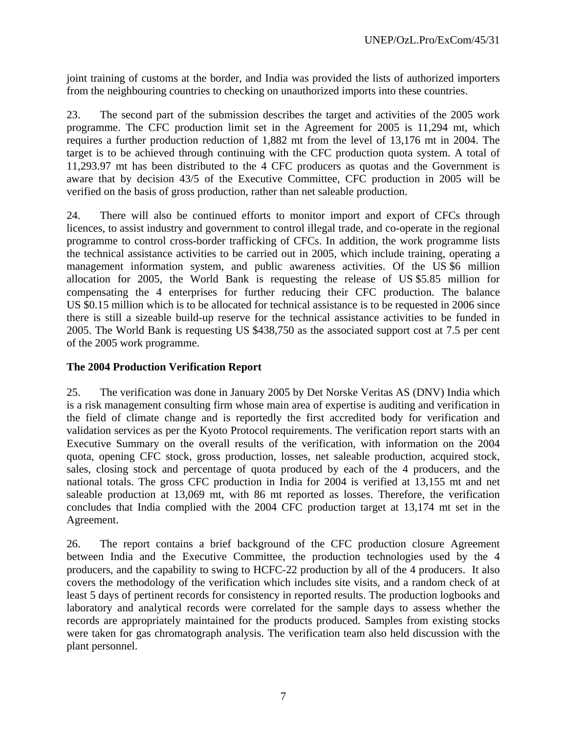joint training of customs at the border, and India was provided the lists of authorized importers from the neighbouring countries to checking on unauthorized imports into these countries.

23. The second part of the submission describes the target and activities of the 2005 work programme. The CFC production limit set in the Agreement for 2005 is 11,294 mt, which requires a further production reduction of 1,882 mt from the level of 13,176 mt in 2004. The target is to be achieved through continuing with the CFC production quota system. A total of 11,293.97 mt has been distributed to the 4 CFC producers as quotas and the Government is aware that by decision 43/5 of the Executive Committee, CFC production in 2005 will be verified on the basis of gross production, rather than net saleable production.

24. There will also be continued efforts to monitor import and export of CFCs through licences, to assist industry and government to control illegal trade, and co-operate in the regional programme to control cross-border trafficking of CFCs. In addition, the work programme lists the technical assistance activities to be carried out in 2005, which include training, operating a management information system, and public awareness activities. Of the US $6 million allocation for 2005, the World Bank is requesting the release of US $5.85 million for compensating the 4 enterprises for further reducing their CFC production. The balance US $0.15 million which is to be allocated for technical assistance is to be requested in 2006 since there is still a sizeable build-up reserve for the technical assistance activities to be funded in 2005. The World Bank is requesting US $438,750 as the associated support cost at 7.5 per cent of the 2005 work programme.

**The 2004 Production Verification Report**

25. The verification was done in January 2005 by Det Norske Veritas AS (DNV) India which is a risk management consulting firm whose main area of expertise is auditing and verification in the field of climate change and is reportedly the first accredited body for verification and validation services as per the Kyoto Protocol requirements. The verification report starts with an Executive Summary on the overall results of the verification, with information on the 2004 quota, opening CFC stock, gross production, losses, net saleable production, acquired stock, sales, closing stock and percentage of quota produced by each of the 4 producers, and the national totals. The gross CFC production in India for 2004 is verified at 13,155 mt and net saleable production at 13,069 mt, with 86 mt reported as losses. Therefore, the verification concludes that India complied with the 2004 CFC production target at 13,174 mt set in the Agreement.

26. The report contains a brief background of the CFC production closure Agreement between India and the Executive Committee, the production technologies used by the 4 producers, and the capability to swing to HCFC-22 production by all of the 4 producers. It also covers the methodology of the verification which includes site visits, and a random check of at least 5 days of pertinent records for consistency in reported results. The production logbooks and laboratory and analytical records were correlated for the sample days to assess whether the records are appropriately maintained for the products produced. Samples from existing stocks were taken for gas chromatograph analysis. The verification team also held discussion with the plant personnel.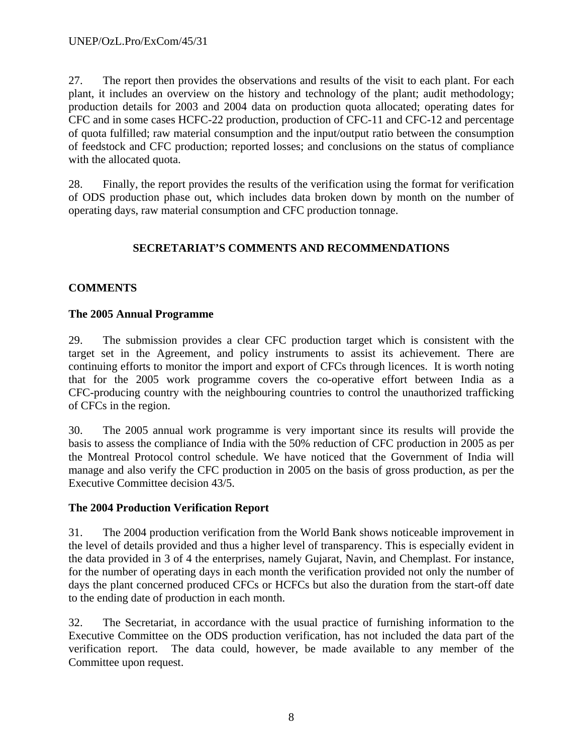27. The report then provides the observations and results of the visit to each plant. For each plant, it includes an overview on the history and technology of the plant; audit methodology; production details for 2003 and 2004 data on production quota allocated; operating dates for CFC and in some cases HCFC-22 production, production of CFC-11 and CFC-12 and percentage of quota fulfilled; raw material consumption and the input/output ratio between the consumption of feedstock and CFC production; reported losses; and conclusions on the status of compliance with the allocated quota.

28. Finally, the report provides the results of the verification using the format for verification of ODS production phase out, which includes data broken down by month on the number of operating days, raw material consumption and CFC production tonnage.

## SECRETARIAT'S COMMENTS AND RECOMMENDATIONS

### COMMENTS

#### The 2005 Annual Programme

29. The submission provides a clear CFC production target which is consistent with the target set in the Agreement, and policy instruments to assist its achievement. There are continuing efforts to monitor the import and export of CFCs through licences. It is worth noting that for the 2005 work programme covers the co-operative effort between India as a CFC-producing country with the neighbouring countries to control the unauthorized trafficking of CFCs in the region.

30. The 2005 annual work programme is very important since its results will provide the basis to assess the compliance of India with the 50% reduction of CFC production in 2005 as per the Montreal Protocol control schedule. We have noticed that the Government of India will manage and also verify the CFC production in 2005 on the basis of gross production, as per the Executive Committee decision 43/5.

#### The 2004 Production Verification Report

31. The 2004 production verification from the World Bank shows noticeable improvement in the level of details provided and thus a higher level of transparency. This is especially evident in the data provided in 3 of 4 the enterprises, namely Gujarat, Navin, and Chemplast. For instance, for the number of operating days in each month the verification provided not only the number of days the plant concerned produced CFCs or HCFCs but also the duration from the start-off date to the ending date of production in each month.

32. The Secretariat, in accordance with the usual practice of furnishing information to the Executive Committee on the ODS production verification, has not included the data part of the verification report. The data could, however, be made available to any member of the Committee upon request.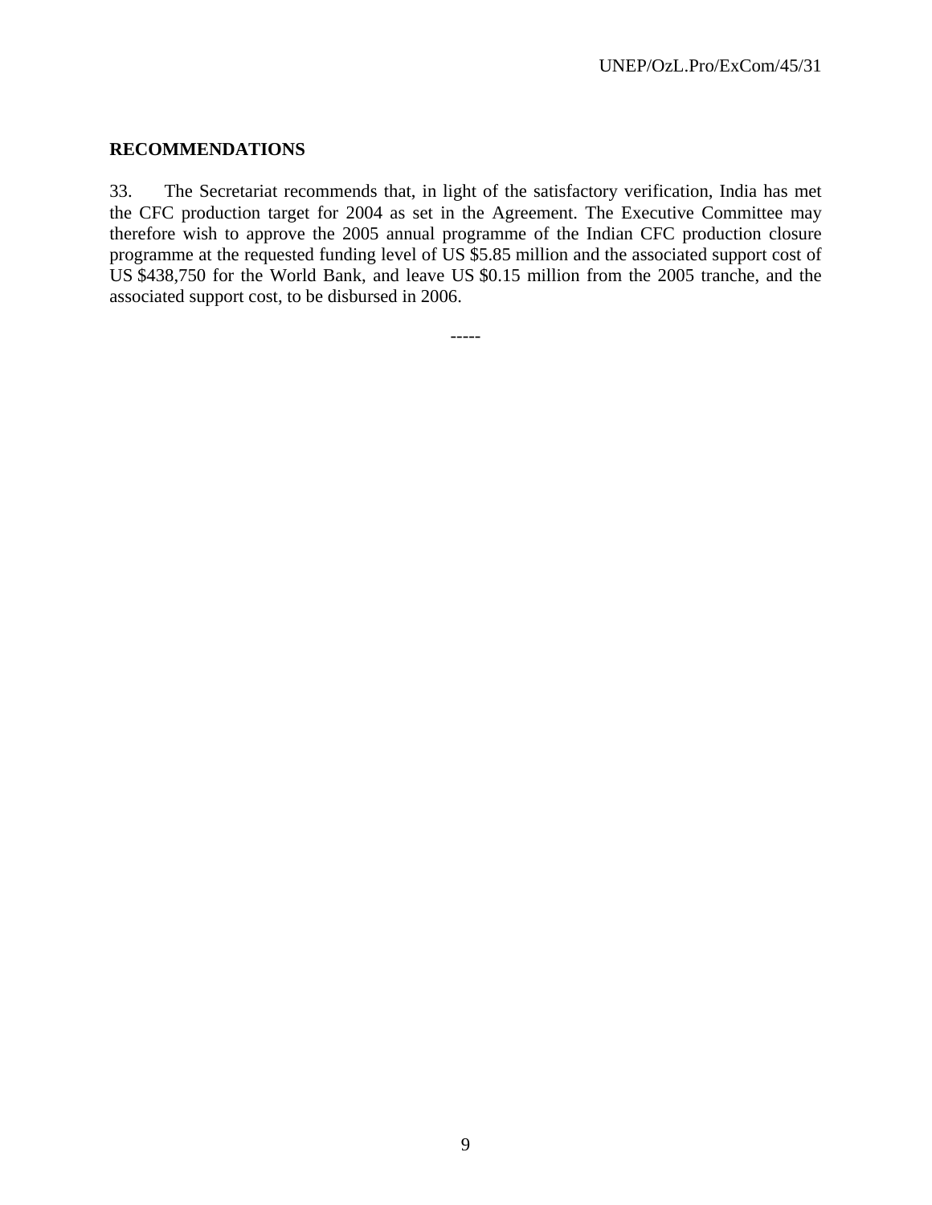## RECOMMENDATIONS

33. The Secretariat recommends that, in light of the satisfactory verification, India has met the CFC production target for 2004 as set in the Agreement. The Executive Committee may therefore wish to approve the 2005 annual programme of the Indian CFC production closure programme at the requested funding level of US $5.85 million and the associated support cost of US $438,750 for the World Bank, and leave US $0.15 million from the 2005 tranche, and the associated support cost, to be disbursed in 2006.

-----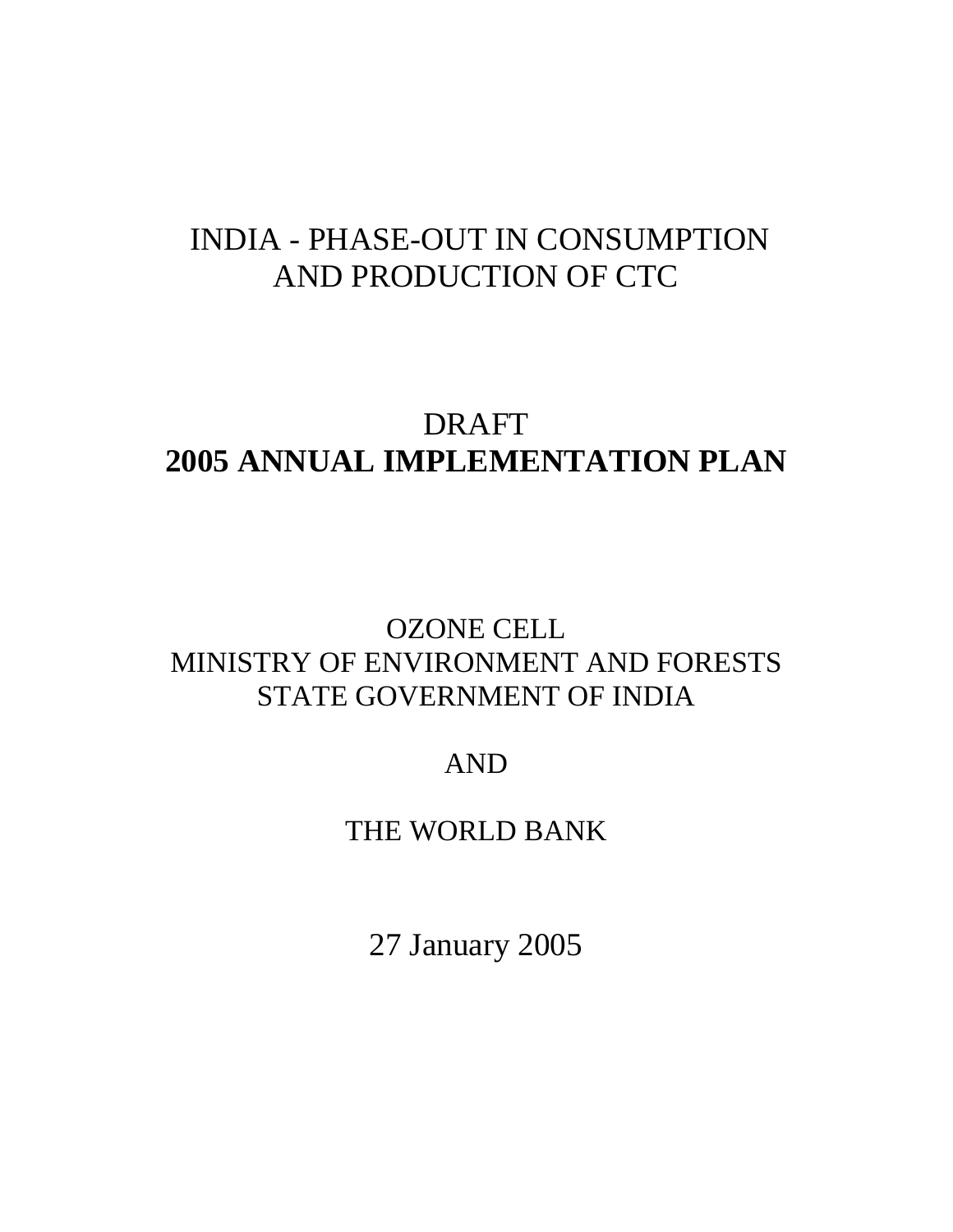# INDIA - PHASE-OUT IN CONSUMPTION AND PRODUCTION OF CTC

DRAFT

**2005 ANNUAL IMPLEMENTATION PLAN**

OZONE CELL

MINISTRY OF ENVIRONMENT AND FORESTS

STATE GOVERNMENT OF INDIA

AND

THE WORLD BANK

27 January 2005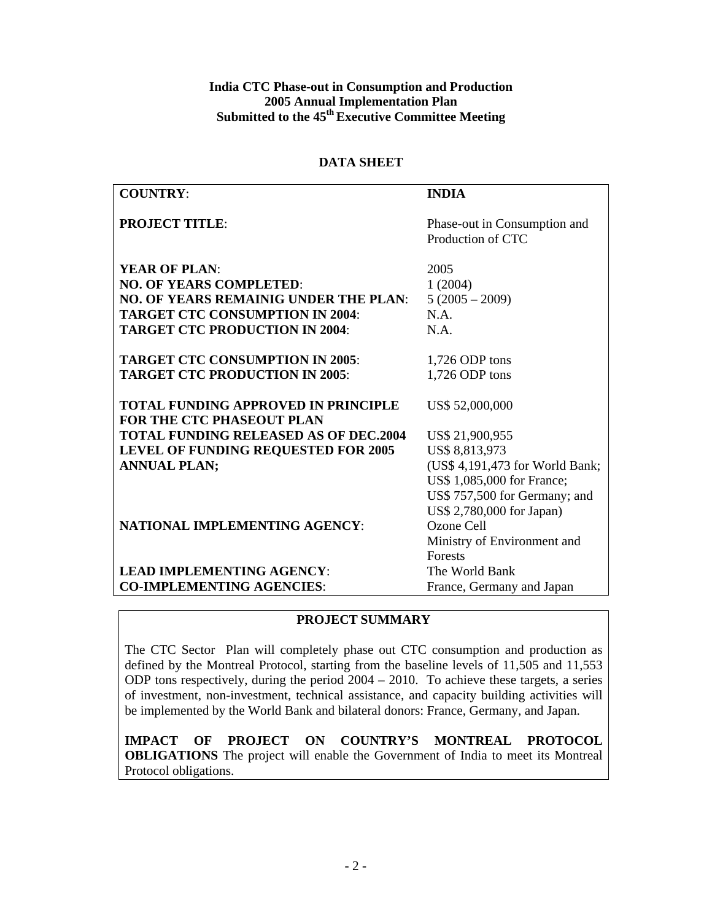**India CTC Phase-out in Consumption and Production**
**2005 Annual Implementation Plan**
**Submitted to the 45th Executive Committee Meeting**

## DATA SHEET

| | |
|---|---|
| **COUNTRY**: | **INDIA** |
| **PROJECT TITLE**: | Phase-out in Consumption and Production of CTC |
| **YEAR OF PLAN**: | 2005 |
| **NO. OF YEARS COMPLETED**: | 1 (2004) |
| **NO. OF YEARS REMAINIG UNDER THE PLAN**: | 5 (2005 – 2009) |
| **TARGET CTC CONSUMPTION IN 2004**: | N.A. |
| **TARGET CTC PRODUCTION IN 2004**: | N.A. |
| **TARGET CTC CONSUMPTION IN 2005**: | 1,726 ODP tons |
| **TARGET CTC PRODUCTION IN 2005**: | 1,726 ODP tons |
| **TOTAL FUNDING APPROVED IN PRINCIPLE FOR THE CTC PHASEOUT PLAN** | US$ 52,000,000 |
| **TOTAL FUNDING RELEASED AS OF DEC.2004** | US$ 21,900,955 |
| **LEVEL OF FUNDING REQUESTED FOR 2005 ANNUAL PLAN;** | US$ 8,813,973 (US$ 4,191,473 for World Bank; US$ 1,085,000 for France; US$ 757,500 for Germany; and US$ 2,780,000 for Japan) |
| **NATIONAL IMPLEMENTING AGENCY**: | Ozone Cell Ministry of Environment and Forests |
| **LEAD IMPLEMENTING AGENCY**: | The World Bank |
| **CO-IMPLEMENTING AGENCIES**: | France, Germany and Japan |

## PROJECT SUMMARY

The CTC Sector Plan will completely phase out CTC consumption and production as defined by the Montreal Protocol, starting from the baseline levels of 11,505 and 11,553 ODP tons respectively, during the period 2004 – 2010. To achieve these targets, a series of investment, non-investment, technical assistance, and capacity building activities will be implemented by the World Bank and bilateral donors: France, Germany, and Japan.

**IMPACT OF PROJECT ON COUNTRY'S MONTREAL PROTOCOL OBLIGATIONS** The project will enable the Government of India to meet its Montreal Protocol obligations.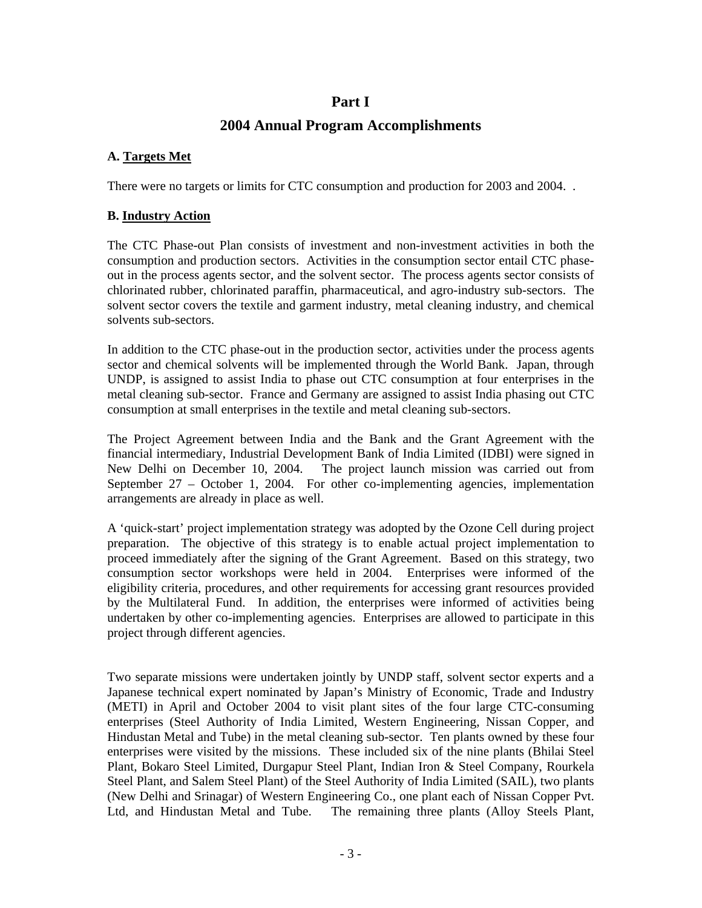# Part I

## 2004 Annual Program Accomplishments

### A. Targets Met

There were no targets or limits for CTC consumption and production for 2003 and 2004. .

### B. Industry Action

The CTC Phase-out Plan consists of investment and non-investment activities in both the consumption and production sectors. Activities in the consumption sector entail CTC phase-out in the process agents sector, and the solvent sector. The process agents sector consists of chlorinated rubber, chlorinated paraffin, pharmaceutical, and agro-industry sub-sectors. The solvent sector covers the textile and garment industry, metal cleaning industry, and chemical solvents sub-sectors.

In addition to the CTC phase-out in the production sector, activities under the process agents sector and chemical solvents will be implemented through the World Bank. Japan, through UNDP, is assigned to assist India to phase out CTC consumption at four enterprises in the metal cleaning sub-sector. France and Germany are assigned to assist India phasing out CTC consumption at small enterprises in the textile and metal cleaning sub-sectors.

The Project Agreement between India and the Bank and the Grant Agreement with the financial intermediary, Industrial Development Bank of India Limited (IDBI) were signed in New Delhi on December 10, 2004. The project launch mission was carried out from September 27 – October 1, 2004. For other co-implementing agencies, implementation arrangements are already in place as well.

A 'quick-start' project implementation strategy was adopted by the Ozone Cell during project preparation. The objective of this strategy is to enable actual project implementation to proceed immediately after the signing of the Grant Agreement. Based on this strategy, two consumption sector workshops were held in 2004. Enterprises were informed of the eligibility criteria, procedures, and other requirements for accessing grant resources provided by the Multilateral Fund. In addition, the enterprises were informed of activities being undertaken by other co-implementing agencies. Enterprises are allowed to participate in this project through different agencies.

Two separate missions were undertaken jointly by UNDP staff, solvent sector experts and a Japanese technical expert nominated by Japan's Ministry of Economic, Trade and Industry (METI) in April and October 2004 to visit plant sites of the four large CTC-consuming enterprises (Steel Authority of India Limited, Western Engineering, Nissan Copper, and Hindustan Metal and Tube) in the metal cleaning sub-sector. Ten plants owned by these four enterprises were visited by the missions. These included six of the nine plants (Bhilai Steel Plant, Bokaro Steel Limited, Durgapur Steel Plant, Indian Iron & Steel Company, Rourkela Steel Plant, and Salem Steel Plant) of the Steel Authority of India Limited (SAIL), two plants (New Delhi and Srinagar) of Western Engineering Co., one plant each of Nissan Copper Pvt. Ltd, and Hindustan Metal and Tube. The remaining three plants (Alloy Steels Plant,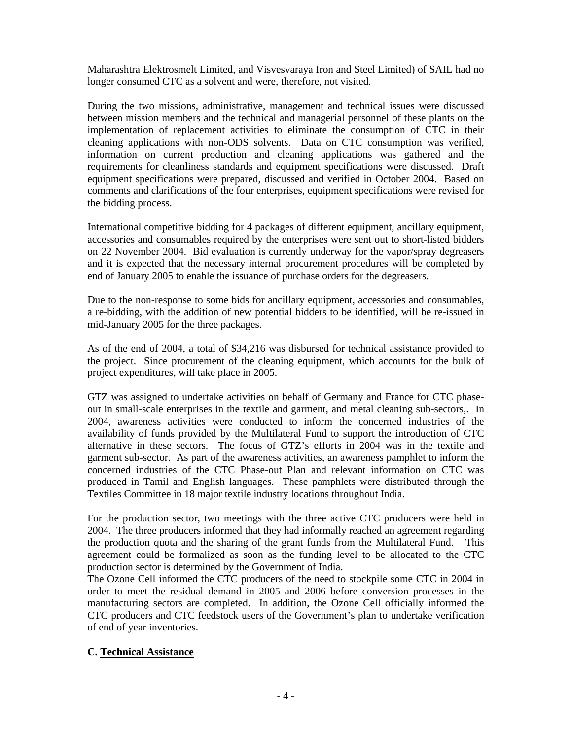Maharashtra Elektrosmelt Limited, and Visvesvaraya Iron and Steel Limited) of SAIL had no longer consumed CTC as a solvent and were, therefore, not visited.

During the two missions, administrative, management and technical issues were discussed between mission members and the technical and managerial personnel of these plants on the implementation of replacement activities to eliminate the consumption of CTC in their cleaning applications with non-ODS solvents. Data on CTC consumption was verified, information on current production and cleaning applications was gathered and the requirements for cleanliness standards and equipment specifications were discussed. Draft equipment specifications were prepared, discussed and verified in October 2004. Based on comments and clarifications of the four enterprises, equipment specifications were revised for the bidding process.

International competitive bidding for 4 packages of different equipment, ancillary equipment, accessories and consumables required by the enterprises were sent out to short-listed bidders on 22 November 2004. Bid evaluation is currently underway for the vapor/spray degreasers and it is expected that the necessary internal procurement procedures will be completed by end of January 2005 to enable the issuance of purchase orders for the degreasers.

Due to the non-response to some bids for ancillary equipment, accessories and consumables, a re-bidding, with the addition of new potential bidders to be identified, will be re-issued in mid-January 2005 for the three packages.

As of the end of 2004, a total of $34,216 was disbursed for technical assistance provided to the project. Since procurement of the cleaning equipment, which accounts for the bulk of project expenditures, will take place in 2005.

GTZ was assigned to undertake activities on behalf of Germany and France for CTC phase-out in small-scale enterprises in the textile and garment, and metal cleaning sub-sectors,. In 2004, awareness activities were conducted to inform the concerned industries of the availability of funds provided by the Multilateral Fund to support the introduction of CTC alternative in these sectors. The focus of GTZ's efforts in 2004 was in the textile and garment sub-sector. As part of the awareness activities, an awareness pamphlet to inform the concerned industries of the CTC Phase-out Plan and relevant information on CTC was produced in Tamil and English languages. These pamphlets were distributed through the Textiles Committee in 18 major textile industry locations throughout India.

For the production sector, two meetings with the three active CTC producers were held in 2004. The three producers informed that they had informally reached an agreement regarding the production quota and the sharing of the grant funds from the Multilateral Fund. This agreement could be formalized as soon as the funding level to be allocated to the CTC production sector is determined by the Government of India.

The Ozone Cell informed the CTC producers of the need to stockpile some CTC in 2004 in order to meet the residual demand in 2005 and 2006 before conversion processes in the manufacturing sectors are completed. In addition, the Ozone Cell officially informed the CTC producers and CTC feedstock users of the Government's plan to undertake verification of end of year inventories.

### C. Technical Assistance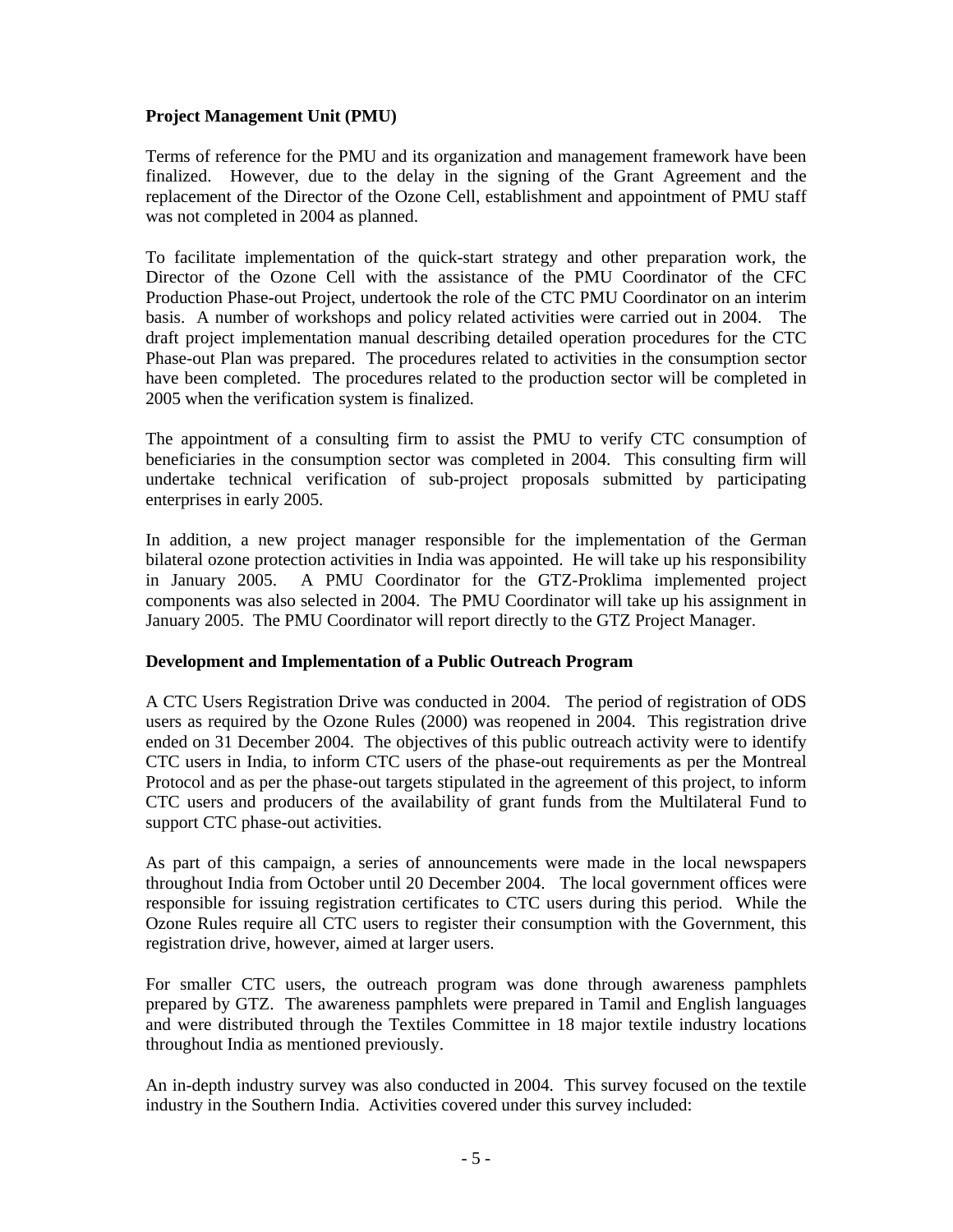**Project Management Unit (PMU)**

Terms of reference for the PMU and its organization and management framework have been finalized. However, due to the delay in the signing of the Grant Agreement and the replacement of the Director of the Ozone Cell, establishment and appointment of PMU staff was not completed in 2004 as planned.

To facilitate implementation of the quick-start strategy and other preparation work, the Director of the Ozone Cell with the assistance of the PMU Coordinator of the CFC Production Phase-out Project, undertook the role of the CTC PMU Coordinator on an interim basis. A number of workshops and policy related activities were carried out in 2004. The draft project implementation manual describing detailed operation procedures for the CTC Phase-out Plan was prepared. The procedures related to activities in the consumption sector have been completed. The procedures related to the production sector will be completed in 2005 when the verification system is finalized.

The appointment of a consulting firm to assist the PMU to verify CTC consumption of beneficiaries in the consumption sector was completed in 2004. This consulting firm will undertake technical verification of sub-project proposals submitted by participating enterprises in early 2005.

In addition, a new project manager responsible for the implementation of the German bilateral ozone protection activities in India was appointed. He will take up his responsibility in January 2005. A PMU Coordinator for the GTZ-Proklima implemented project components was also selected in 2004. The PMU Coordinator will take up his assignment in January 2005. The PMU Coordinator will report directly to the GTZ Project Manager.

**Development and Implementation of a Public Outreach Program**

A CTC Users Registration Drive was conducted in 2004. The period of registration of ODS users as required by the Ozone Rules (2000) was reopened in 2004. This registration drive ended on 31 December 2004. The objectives of this public outreach activity were to identify CTC users in India, to inform CTC users of the phase-out requirements as per the Montreal Protocol and as per the phase-out targets stipulated in the agreement of this project, to inform CTC users and producers of the availability of grant funds from the Multilateral Fund to support CTC phase-out activities.

As part of this campaign, a series of announcements were made in the local newspapers throughout India from October until 20 December 2004. The local government offices were responsible for issuing registration certificates to CTC users during this period. While the Ozone Rules require all CTC users to register their consumption with the Government, this registration drive, however, aimed at larger users.

For smaller CTC users, the outreach program was done through awareness pamphlets prepared by GTZ. The awareness pamphlets were prepared in Tamil and English languages and were distributed through the Textiles Committee in 18 major textile industry locations throughout India as mentioned previously.

An in-depth industry survey was also conducted in 2004. This survey focused on the textile industry in the Southern India. Activities covered under this survey included: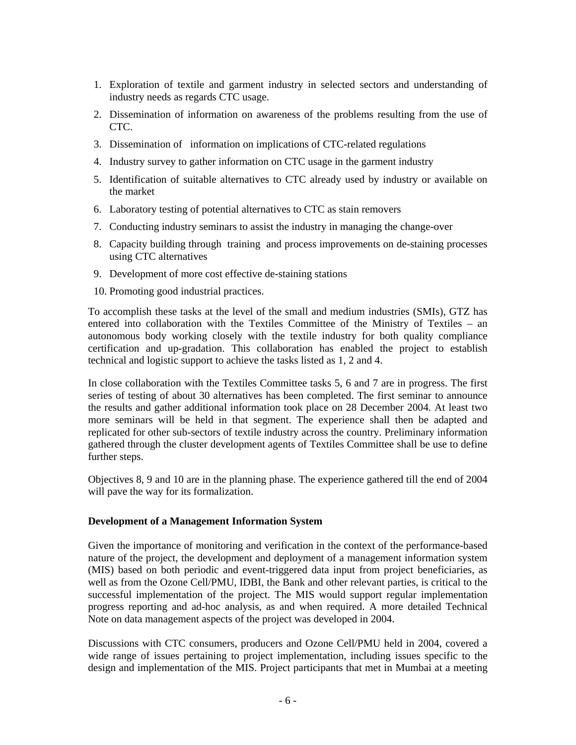1. Exploration of textile and garment industry in selected sectors and understanding of industry needs as regards CTC usage.
2. Dissemination of information on awareness of the problems resulting from the use of CTC.
3. Dissemination of information on implications of CTC-related regulations
4. Industry survey to gather information on CTC usage in the garment industry
5. Identification of suitable alternatives to CTC already used by industry or available on the market
6. Laboratory testing of potential alternatives to CTC as stain removers
7. Conducting industry seminars to assist the industry in managing the change-over
8. Capacity building through training and process improvements on de-staining processes using CTC alternatives
9. Development of more cost effective de-staining stations
10. Promoting good industrial practices.

To accomplish these tasks at the level of the small and medium industries (SMIs), GTZ has entered into collaboration with the Textiles Committee of the Ministry of Textiles – an autonomous body working closely with the textile industry for both quality compliance certification and up-gradation. This collaboration has enabled the project to establish technical and logistic support to achieve the tasks listed as 1, 2 and 4.

In close collaboration with the Textiles Committee tasks 5, 6 and 7 are in progress. The first series of testing of about 30 alternatives has been completed. The first seminar to announce the results and gather additional information took place on 28 December 2004. At least two more seminars will be held in that segment. The experience shall then be adapted and replicated for other sub-sectors of textile industry across the country. Preliminary information gathered through the cluster development agents of Textiles Committee shall be use to define further steps.

Objectives 8, 9 and 10 are in the planning phase. The experience gathered till the end of 2004 will pave the way for its formalization.

**Development of a Management Information System**

Given the importance of monitoring and verification in the context of the performance-based nature of the project, the development and deployment of a management information system (MIS) based on both periodic and event-triggered data input from project beneficiaries, as well as from the Ozone Cell/PMU, IDBI, the Bank and other relevant parties, is critical to the successful implementation of the project. The MIS would support regular implementation progress reporting and ad-hoc analysis, as and when required. A more detailed Technical Note on data management aspects of the project was developed in 2004.

Discussions with CTC consumers, producers and Ozone Cell/PMU held in 2004, covered a wide range of issues pertaining to project implementation, including issues specific to the design and implementation of the MIS. Project participants that met in Mumbai at a meeting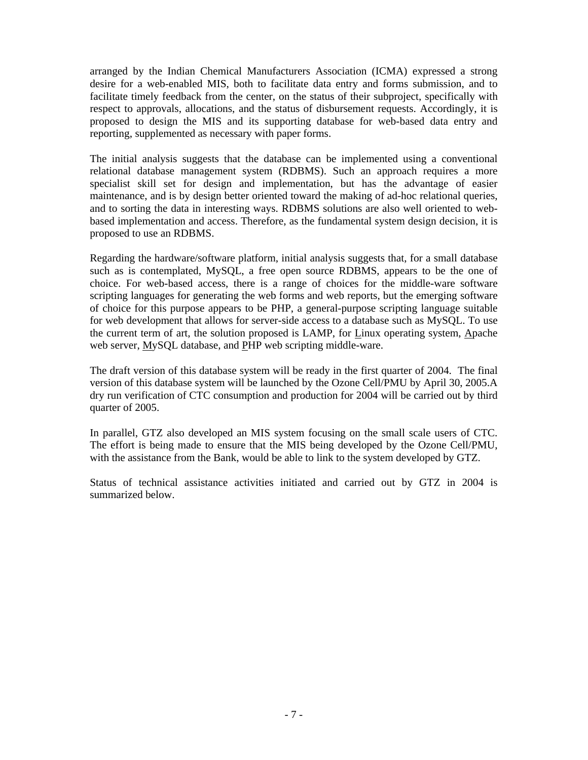arranged by the Indian Chemical Manufacturers Association (ICMA) expressed a strong desire for a web-enabled MIS, both to facilitate data entry and forms submission, and to facilitate timely feedback from the center, on the status of their subproject, specifically with respect to approvals, allocations, and the status of disbursement requests. Accordingly, it is proposed to design the MIS and its supporting database for web-based data entry and reporting, supplemented as necessary with paper forms.

The initial analysis suggests that the database can be implemented using a conventional relational database management system (RDBMS). Such an approach requires a more specialist skill set for design and implementation, but has the advantage of easier maintenance, and is by design better oriented toward the making of ad-hoc relational queries, and to sorting the data in interesting ways. RDBMS solutions are also well oriented to web-based implementation and access. Therefore, as the fundamental system design decision, it is proposed to use an RDBMS.

Regarding the hardware/software platform, initial analysis suggests that, for a small database such as is contemplated, MySQL, a free open source RDBMS, appears to be the one of choice. For web-based access, there is a range of choices for the middle-ware software scripting languages for generating the web forms and web reports, but the emerging software of choice for this purpose appears to be PHP, a general-purpose scripting language suitable for web development that allows for server-side access to a database such as MySQL. To use the current term of art, the solution proposed is LAMP, for Linux operating system, Apache web server, MySQL database, and PHP web scripting middle-ware.

The draft version of this database system will be ready in the first quarter of 2004. The final version of this database system will be launched by the Ozone Cell/PMU by April 30, 2005.A dry run verification of CTC consumption and production for 2004 will be carried out by third quarter of 2005.

In parallel, GTZ also developed an MIS system focusing on the small scale users of CTC. The effort is being made to ensure that the MIS being developed by the Ozone Cell/PMU, with the assistance from the Bank, would be able to link to the system developed by GTZ.

Status of technical assistance activities initiated and carried out by GTZ in 2004 is summarized below.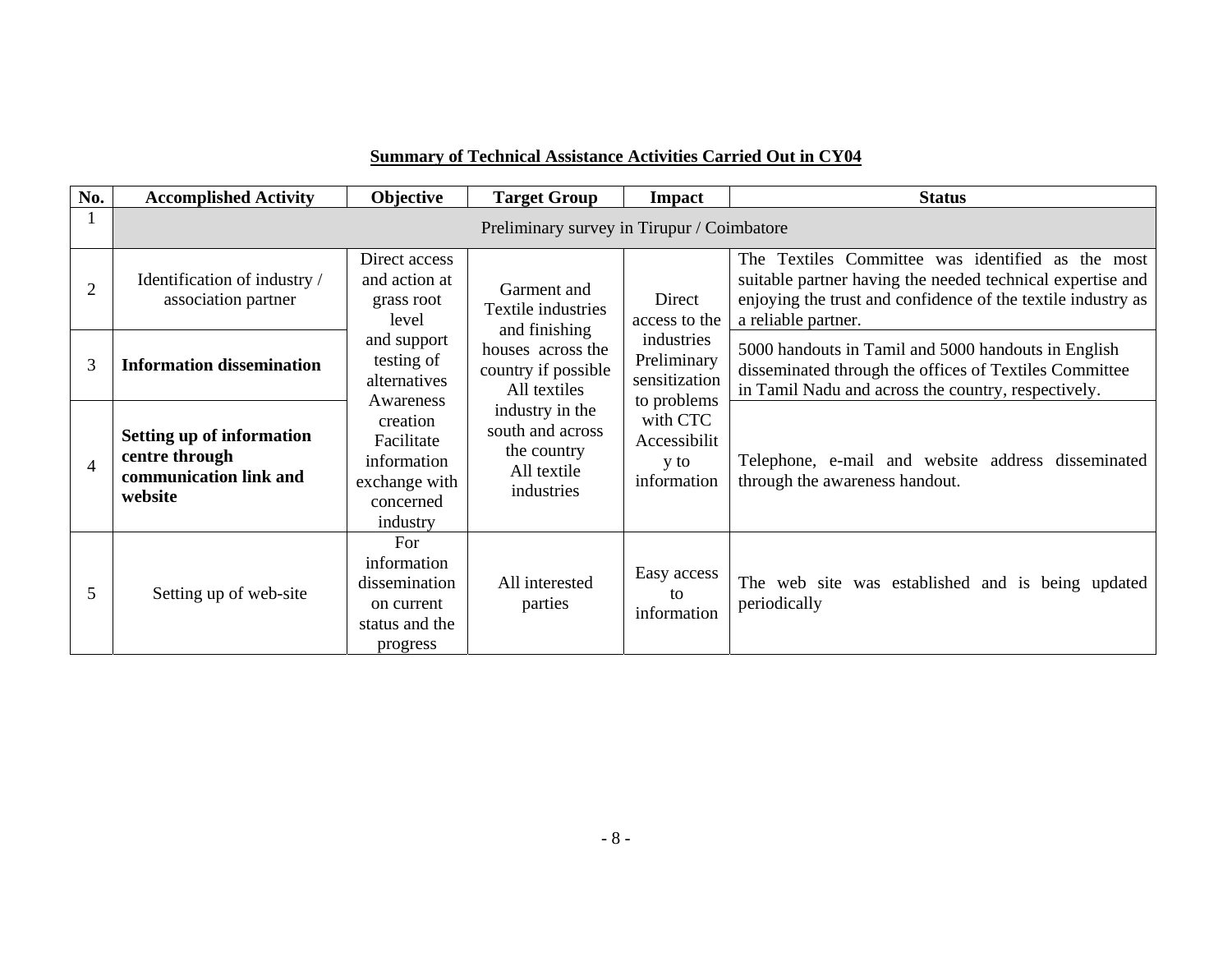**Summary of Technical Assistance Activities Carried Out in CY04**

| No. | Accomplished Activity | Objective | Target Group | Impact | Status |
|---|---|---|---|---|---|
| 1 | Preliminary survey in Tirupur / Coimbatore | | | | |
| 2 | Identification of industry / association partner | Direct access and action at grass root level and support testing of alternatives Awareness creation Facilitate information exchange with concerned industry | Garment and Textile industries and finishing houses across the country if possible All textiles industry in the south and across the country All textile industries | Direct access to the industries Preliminary sensitization to problems with CTC Accessibility to information | The Textiles Committee was identified as the most suitable partner having the needed technical expertise and enjoying the trust and confidence of the textile industry as a reliable partner. |
| 3 | **Information dissemination** | | | | 5000 handouts in Tamil and 5000 handouts in English disseminated through the offices of Textiles Committee in Tamil Nadu and across the country, respectively. |
| 4 | **Setting up of information centre through communication link and website** | | | | Telephone, e-mail and website address disseminated through the awareness handout. |
| 5 | Setting up of web-site | For information dissemination on current status and the progress | All interested parties | Easy access to information | The web site was established and is being updated periodically |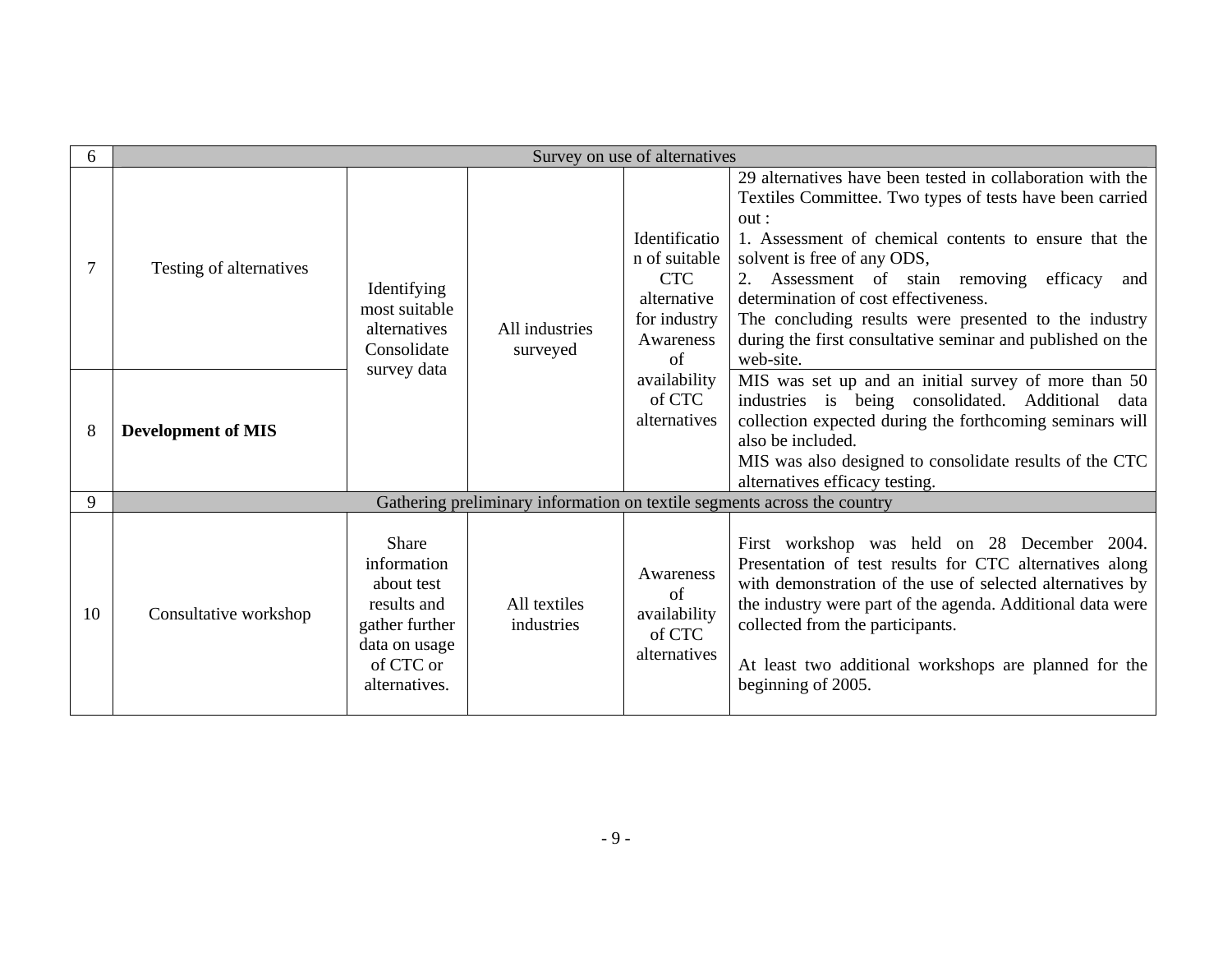| 6 | Survey on use of alternatives | | | | |
|---|---|---|---|---|---|
| 7 | Testing of alternatives | Identifying most suitable alternatives Consolidate survey data | All industries surveyed | Identification of suitable CTC alternative for industry Awareness of availability of CTC alternatives | 29 alternatives have been tested in collaboration with the Textiles Committee. Two types of tests have been carried out :<br>1. Assessment of chemical contents to ensure that the solvent is free of any ODS,<br>2. Assessment of stain removing efficacy and determination of cost effectiveness.<br>The concluding results were presented to the industry during the first consultative seminar and published on the web-site. |
| 8 | **Development of MIS** | | | | MIS was set up and an initial survey of more than 50 industries is being consolidated. Additional data collection expected during the forthcoming seminars will also be included.<br>MIS was also designed to consolidate results of the CTC alternatives efficacy testing. |
| 9 | Gathering preliminary information on textile segments across the country | | | | |
| 10 | Consultative workshop | Share information about test results and gather further data on usage of CTC or alternatives. | All textiles industries | Awareness of availability of CTC alternatives | First workshop was held on 28 December 2004. Presentation of test results for CTC alternatives along with demonstration of the use of selected alternatives by the industry were part of the agenda. Additional data were collected from the participants.<br><br>At least two additional workshops are planned for the beginning of 2005. |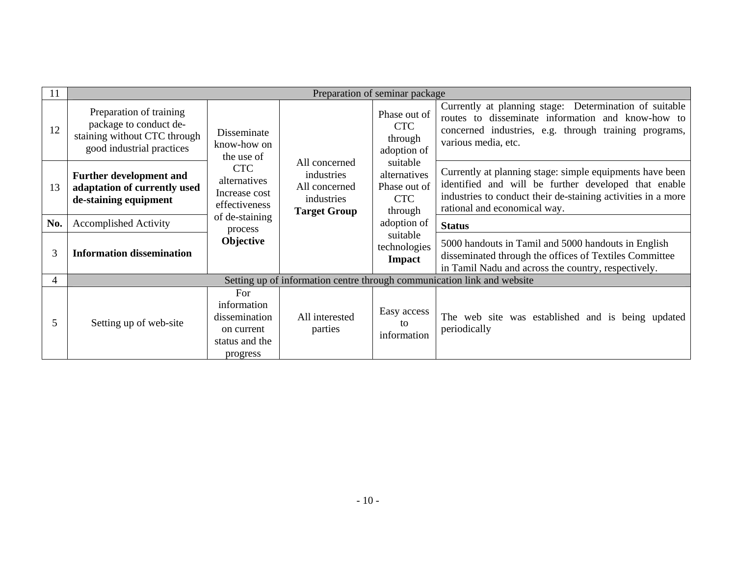| 11 | Preparation of seminar package | | | | |
|---|---|---|---|---|---|
| 12 | Preparation of training package to conduct de-staining without CTC through good industrial practices | Disseminate know-how on the use of CTC alternatives | All concerned industries | Phase out of CTC through adoption of suitable alternatives | Currently at planning stage: Determination of suitable routes to disseminate information and know-how to concerned industries, e.g. through training programs, various media, etc. |
| 13 | **Further development and adaptation of currently used de-staining equipment** | Increase cost effectiveness of de-staining process | All concerned industries | Phase out of CTC through adoption of suitable technologies | Currently at planning stage: simple equipments have been identified and will be further developed that enable industries to conduct their de-staining activities in a more rational and economical way. |
| **No.** | Accomplished Activity | **Objective** | **Target Group** | **Impact** | **Status** |
| 3 | **Information dissemination** | | | | 5000 handouts in Tamil and 5000 handouts in English disseminated through the offices of Textiles Committee in Tamil Nadu and across the country, respectively. |
| 4 | Setting up of information centre through communication link and website | | | | |
| 5 | Setting up of web-site | For information dissemination on current status and the progress | All interested parties | Easy access to information | The web site was established and is being updated periodically |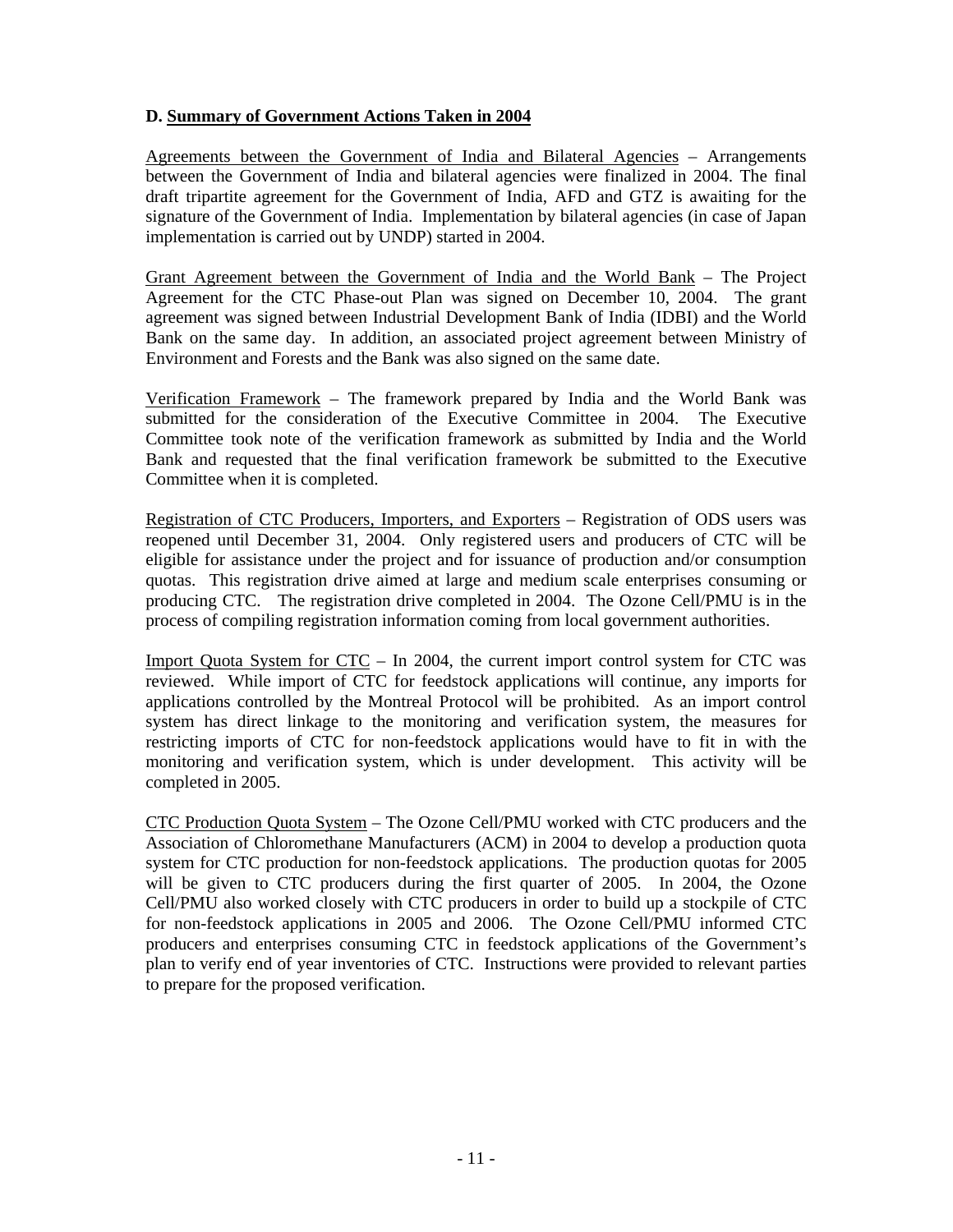### D. Summary of Government Actions Taken in 2004

Agreements between the Government of India and Bilateral Agencies – Arrangements between the Government of India and bilateral agencies were finalized in 2004. The final draft tripartite agreement for the Government of India, AFD and GTZ is awaiting for the signature of the Government of India. Implementation by bilateral agencies (in case of Japan implementation is carried out by UNDP) started in 2004.

Grant Agreement between the Government of India and the World Bank – The Project Agreement for the CTC Phase-out Plan was signed on December 10, 2004. The grant agreement was signed between Industrial Development Bank of India (IDBI) and the World Bank on the same day. In addition, an associated project agreement between Ministry of Environment and Forests and the Bank was also signed on the same date.

Verification Framework – The framework prepared by India and the World Bank was submitted for the consideration of the Executive Committee in 2004. The Executive Committee took note of the verification framework as submitted by India and the World Bank and requested that the final verification framework be submitted to the Executive Committee when it is completed.

Registration of CTC Producers, Importers, and Exporters – Registration of ODS users was reopened until December 31, 2004. Only registered users and producers of CTC will be eligible for assistance under the project and for issuance of production and/or consumption quotas. This registration drive aimed at large and medium scale enterprises consuming or producing CTC. The registration drive completed in 2004. The Ozone Cell/PMU is in the process of compiling registration information coming from local government authorities.

Import Quota System for CTC – In 2004, the current import control system for CTC was reviewed. While import of CTC for feedstock applications will continue, any imports for applications controlled by the Montreal Protocol will be prohibited. As an import control system has direct linkage to the monitoring and verification system, the measures for restricting imports of CTC for non-feedstock applications would have to fit in with the monitoring and verification system, which is under development. This activity will be completed in 2005.

CTC Production Quota System – The Ozone Cell/PMU worked with CTC producers and the Association of Chloromethane Manufacturers (ACM) in 2004 to develop a production quota system for CTC production for non-feedstock applications. The production quotas for 2005 will be given to CTC producers during the first quarter of 2005. In 2004, the Ozone Cell/PMU also worked closely with CTC producers in order to build up a stockpile of CTC for non-feedstock applications in 2005 and 2006. The Ozone Cell/PMU informed CTC producers and enterprises consuming CTC in feedstock applications of the Government's plan to verify end of year inventories of CTC. Instructions were provided to relevant parties to prepare for the proposed verification.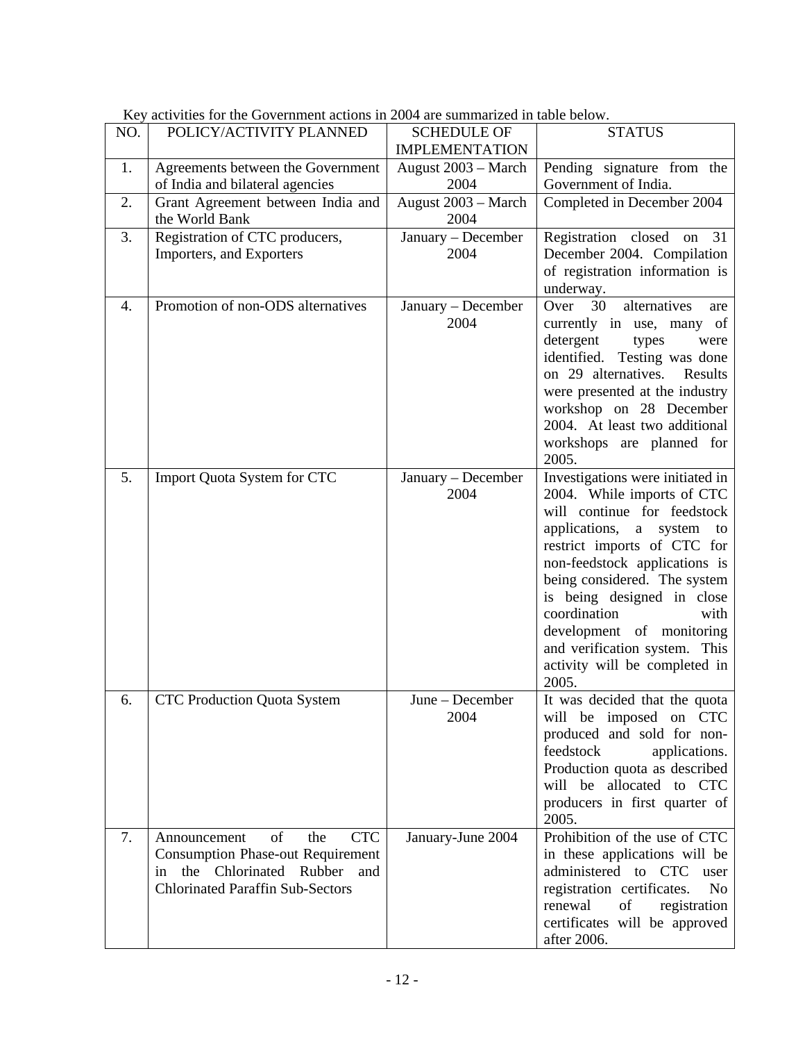Key activities for the Government actions in 2004 are summarized in table below.

| NO. | POLICY/ACTIVITY PLANNED | SCHEDULE OF IMPLEMENTATION | STATUS |
|---|---|---|---|
| 1. | Agreements between the Government of India and bilateral agencies | August 2003 – March 2004 | Pending signature from the Government of India. |
| 2. | Grant Agreement between India and the World Bank | August 2003 – March 2004 | Completed in December 2004 |
| 3. | Registration of CTC producers, Importers, and Exporters | January – December 2004 | Registration closed on 31 December 2004. Compilation of registration information is underway. |
| 4. | Promotion of non-ODS alternatives | January – December 2004 | Over 30 alternatives are currently in use, many of detergent types were identified. Testing was done on 29 alternatives. Results were presented at the industry workshop on 28 December 2004. At least two additional workshops are planned for 2005. |
| 5. | Import Quota System for CTC | January – December 2004 | Investigations were initiated in 2004. While imports of CTC will continue for feedstock applications, a system to restrict imports of CTC for non-feedstock applications is being considered. The system is being designed in close coordination with development of monitoring and verification system. This activity will be completed in 2005. |
| 6. | CTC Production Quota System | June – December 2004 | It was decided that the quota will be imposed on CTC produced and sold for non-feedstock applications. Production quota as described will be allocated to CTC producers in first quarter of 2005. |
| 7. | Announcement of the CTC Consumption Phase-out Requirement in the Chlorinated Rubber and Chlorinated Paraffin Sub-Sectors | January-June 2004 | Prohibition of the use of CTC in these applications will be administered to CTC user registration certificates. No renewal of registration certificates will be approved after 2006. |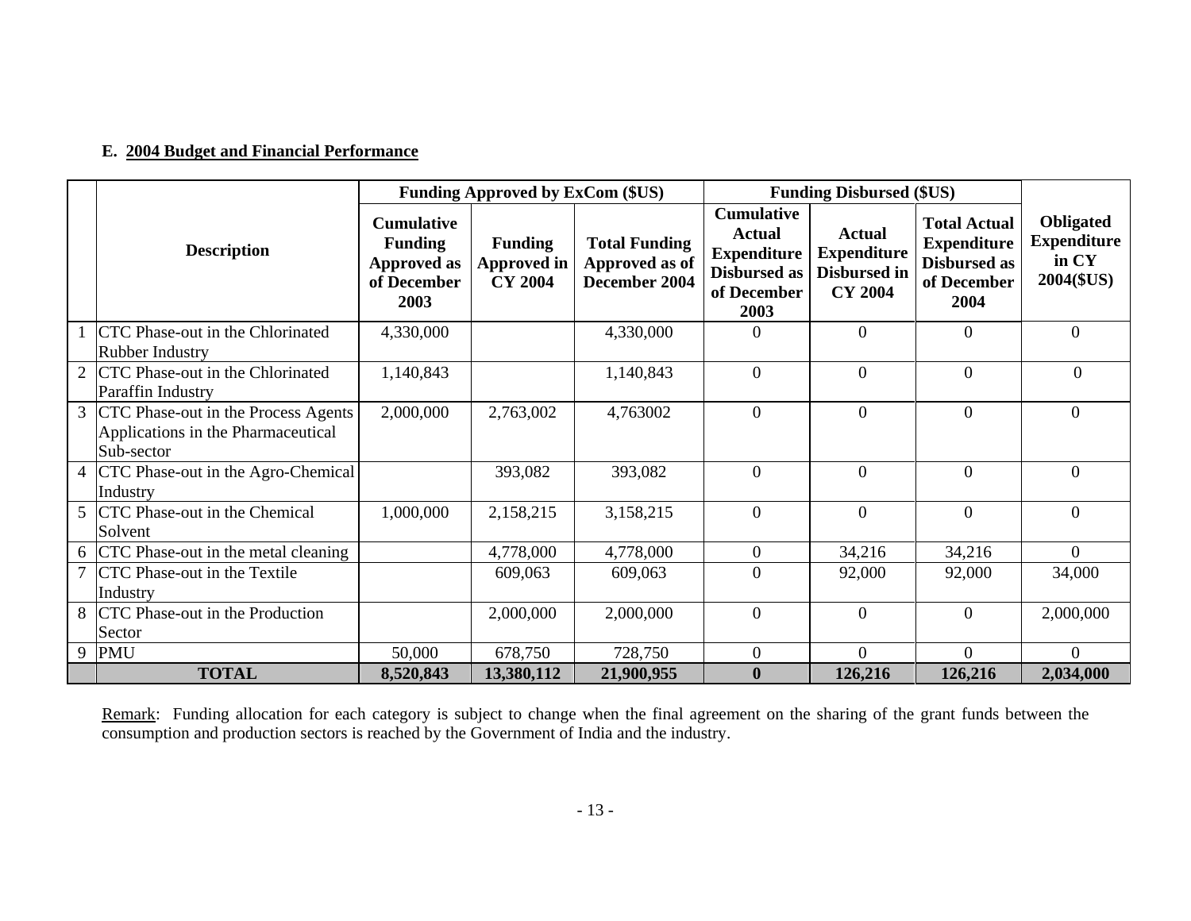**E. 2004 Budget and Financial Performance**

| | Description | Funding Approved by ExCom ($US) | | | Funding Disbursed ($US) | | | Obligated Expenditure in CY 2004($US) |
|---|---|---|---|---|---|---|---|---|
| | | Cumulative Funding Approved as of December 2003 | Funding Approved in CY 2004 | Total Funding Approved as of December 2004 | Cumulative Actual Expenditure Disbursed as of December 2003 | Actual Expenditure Disbursed in CY 2004 | Total Actual Expenditure Disbursed as of December 2004 | |
| 1 | CTC Phase-out in the Chlorinated Rubber Industry | 4,330,000 | | 4,330,000 | 0 | 0 | 0 | 0 |
| 2 | CTC Phase-out in the Chlorinated Paraffin Industry | 1,140,843 | | 1,140,843 | 0 | 0 | 0 | 0 |
| 3 | CTC Phase-out in the Process Agents Applications in the Pharmaceutical Sub-sector | 2,000,000 | 2,763,002 | 4,763002 | 0 | 0 | 0 | 0 |
| 4 | CTC Phase-out in the Agro-Chemical Industry | | 393,082 | 393,082 | 0 | 0 | 0 | 0 |
| 5 | CTC Phase-out in the Chemical Solvent | 1,000,000 | 2,158,215 | 3,158,215 | 0 | 0 | 0 | 0 |
| 6 | CTC Phase-out in the metal cleaning | | 4,778,000 | 4,778,000 | 0 | 34,216 | 34,216 | 0 |
| 7 | CTC Phase-out in the Textile Industry | | 609,063 | 609,063 | 0 | 92,000 | 92,000 | 34,000 |
| 8 | CTC Phase-out in the Production Sector | | 2,000,000 | 2,000,000 | 0 | 0 | 0 | 2,000,000 |
| 9 | PMU | 50,000 | 678,750 | 728,750 | 0 | 0 | 0 | 0 |
| | **TOTAL** | **8,520,843** | **13,380,112** | **21,900,955** | **0** | **126,216** | **126,216** | **2,034,000** |

Remark: Funding allocation for each category is subject to change when the final agreement on the sharing of the grant funds between the consumption and production sectors is reached by the Government of India and the industry.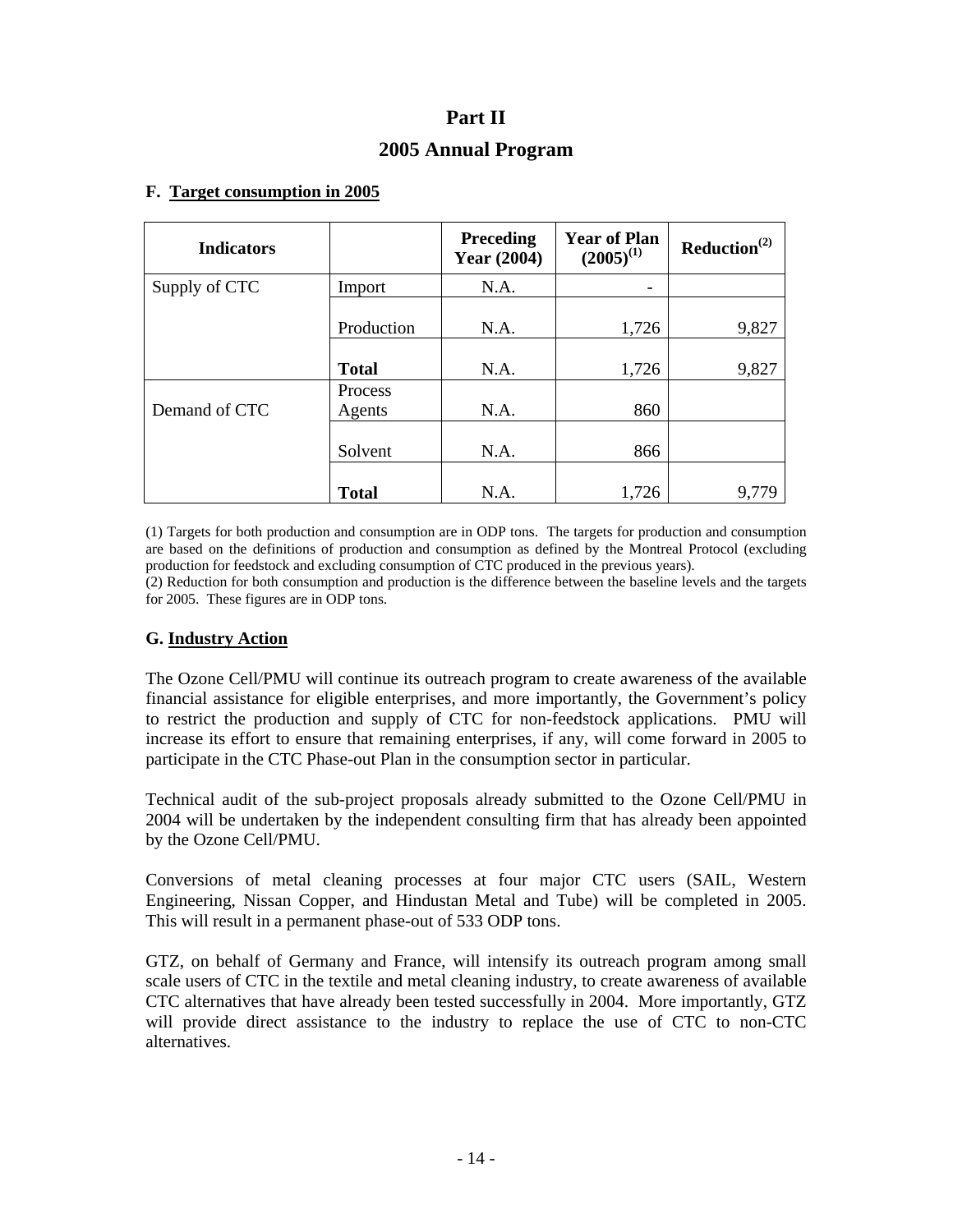# Part II

## 2005 Annual Program

### F. Target consumption in 2005

| Indicators | | Preceding Year (2004) | Year of Plan (2005)[1] | Reduction[2] |
|---|---|---|---|---|
| Supply of CTC | Import | N.A. | - | |
| | Production | N.A. | 1,726 | 9,827 |
| | **Total** | N.A. | 1,726 | 9,827 |
| Demand of CTC | Process Agents | N.A. | 860 | |
| | Solvent | N.A. | 866 | |
| | **Total** | N.A. | 1,726 | 9,779 |

(1) Targets for both production and consumption are in ODP tons. The targets for production and consumption are based on the definitions of production and consumption as defined by the Montreal Protocol (excluding production for feedstock and excluding consumption of CTC produced in the previous years).
(2) Reduction for both consumption and production is the difference between the baseline levels and the targets for 2005. These figures are in ODP tons.

### G. Industry Action

The Ozone Cell/PMU will continue its outreach program to create awareness of the available financial assistance for eligible enterprises, and more importantly, the Government's policy to restrict the production and supply of CTC for non-feedstock applications. PMU will increase its effort to ensure that remaining enterprises, if any, will come forward in 2005 to participate in the CTC Phase-out Plan in the consumption sector in particular.

Technical audit of the sub-project proposals already submitted to the Ozone Cell/PMU in 2004 will be undertaken by the independent consulting firm that has already been appointed by the Ozone Cell/PMU.

Conversions of metal cleaning processes at four major CTC users (SAIL, Western Engineering, Nissan Copper, and Hindustan Metal and Tube) will be completed in 2005. This will result in a permanent phase-out of 533 ODP tons.

GTZ, on behalf of Germany and France, will intensify its outreach program among small scale users of CTC in the textile and metal cleaning industry, to create awareness of available CTC alternatives that have already been tested successfully in 2004. More importantly, GTZ will provide direct assistance to the industry to replace the use of CTC to non-CTC alternatives.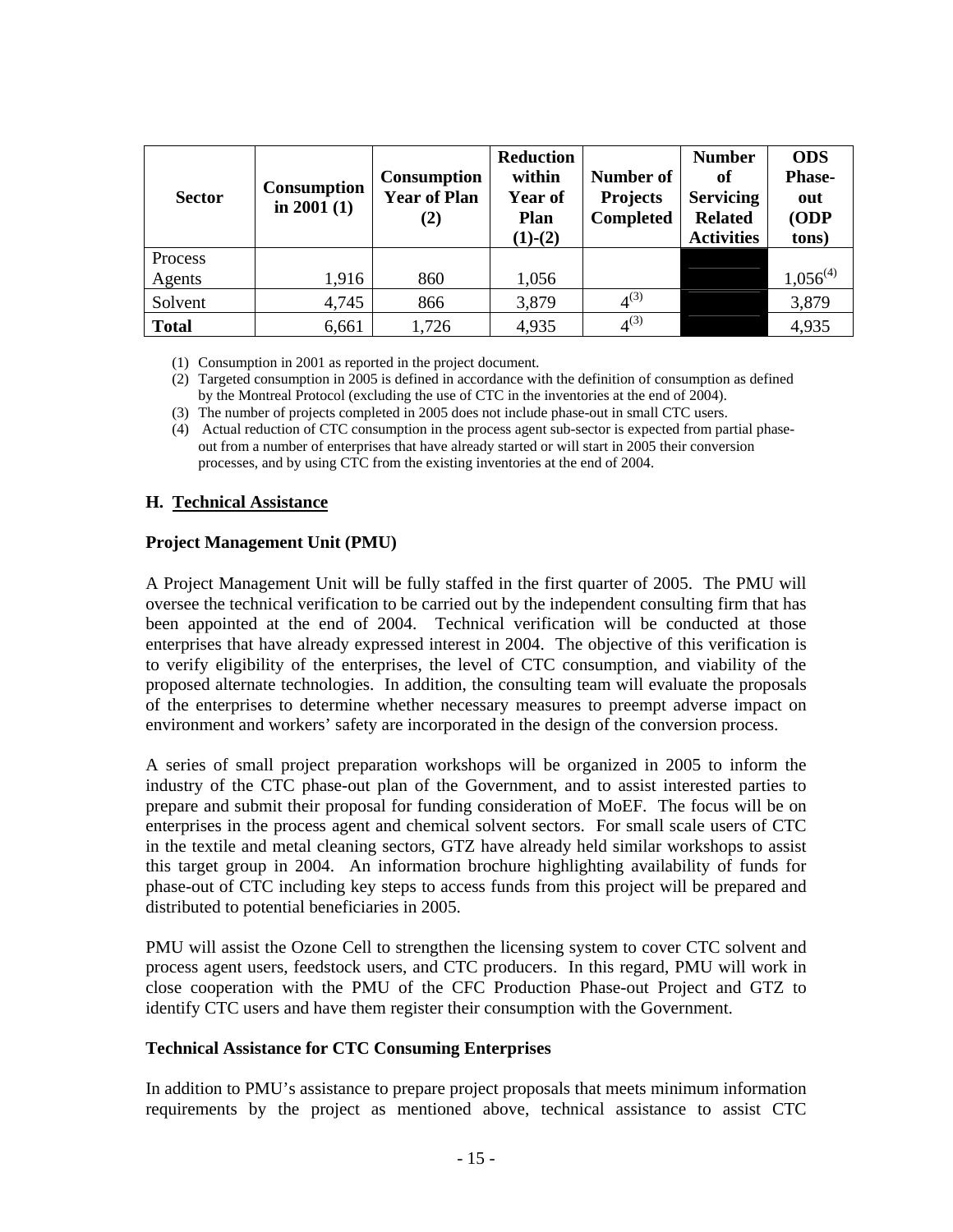| Sector | Consumption in 2001 (1) | Consumption Year of Plan (2) | Reduction within Year of Plan (1)-(2) | Number of Projects Completed | Number of Servicing Related Activities | ODS Phase-out (ODP tons) |
|---|---|---|---|---|---|---|
| Process Agents | 1,916 | 860 | 1,056 | | | 1,056[(4)] |
| Solvent | 4,745 | 866 | 3,879 | 4[(3)] | | 3,879 |
| **Total** | 6,661 | 1,726 | 4,935 | 4[(3)] | | 4,935 |

(1) Consumption in 2001 as reported in the project document.

(2) Targeted consumption in 2005 is defined in accordance with the definition of consumption as defined by the Montreal Protocol (excluding the use of CTC in the inventories at the end of 2004).

(3) The number of projects completed in 2005 does not include phase-out in small CTC users.

(4) Actual reduction of CTC consumption in the process agent sub-sector is expected from partial phase-out from a number of enterprises that have already started or will start in 2005 their conversion processes, and by using CTC from the existing inventories at the end of 2004.

### H. Technical Assistance

**Project Management Unit (PMU)**

A Project Management Unit will be fully staffed in the first quarter of 2005. The PMU will oversee the technical verification to be carried out by the independent consulting firm that has been appointed at the end of 2004. Technical verification will be conducted at those enterprises that have already expressed interest in 2004. The objective of this verification is to verify eligibility of the enterprises, the level of CTC consumption, and viability of the proposed alternate technologies. In addition, the consulting team will evaluate the proposals of the enterprises to determine whether necessary measures to preempt adverse impact on environment and workers' safety are incorporated in the design of the conversion process.

A series of small project preparation workshops will be organized in 2005 to inform the industry of the CTC phase-out plan of the Government, and to assist interested parties to prepare and submit their proposal for funding consideration of MoEF. The focus will be on enterprises in the process agent and chemical solvent sectors. For small scale users of CTC in the textile and metal cleaning sectors, GTZ have already held similar workshops to assist this target group in 2004. An information brochure highlighting availability of funds for phase-out of CTC including key steps to access funds from this project will be prepared and distributed to potential beneficiaries in 2005.

PMU will assist the Ozone Cell to strengthen the licensing system to cover CTC solvent and process agent users, feedstock users, and CTC producers. In this regard, PMU will work in close cooperation with the PMU of the CFC Production Phase-out Project and GTZ to identify CTC users and have them register their consumption with the Government.

**Technical Assistance for CTC Consuming Enterprises**

In addition to PMU's assistance to prepare project proposals that meets minimum information requirements by the project as mentioned above, technical assistance to assist CTC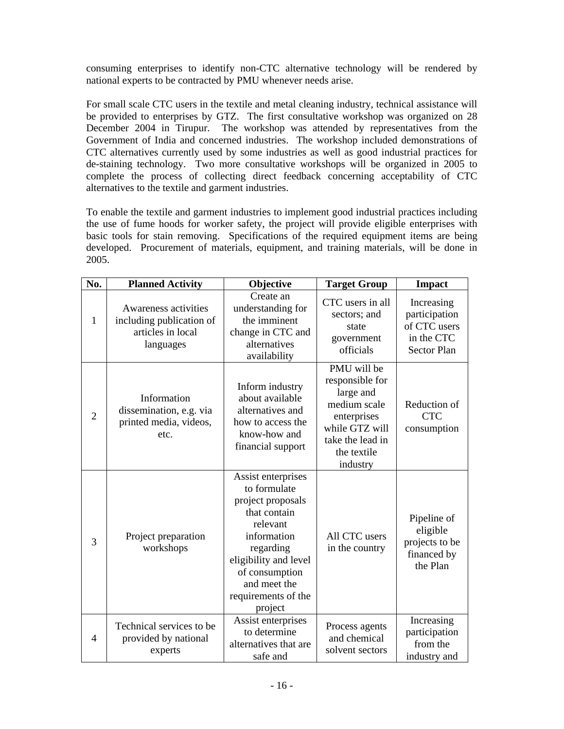consuming enterprises to identify non-CTC alternative technology will be rendered by national experts to be contracted by PMU whenever needs arise.

For small scale CTC users in the textile and metal cleaning industry, technical assistance will be provided to enterprises by GTZ. The first consultative workshop was organized on 28 December 2004 in Tirupur. The workshop was attended by representatives from the Government of India and concerned industries. The workshop included demonstrations of CTC alternatives currently used by some industries as well as good industrial practices for de-staining technology. Two more consultative workshops will be organized in 2005 to complete the process of collecting direct feedback concerning acceptability of CTC alternatives to the textile and garment industries.

To enable the textile and garment industries to implement good industrial practices including the use of fume hoods for worker safety, the project will provide eligible enterprises with basic tools for stain removing. Specifications of the required equipment items are being developed. Procurement of materials, equipment, and training materials, will be done in 2005.

| No. | Planned Activity | Objective | Target Group | Impact |
|---|---|---|---|---|
| 1 | Awareness activities including publication of articles in local languages | Create an understanding for the imminent change in CTC and alternatives availability | CTC users in all sectors; and state government officials | Increasing participation of CTC users in the CTC Sector Plan |
| 2 | Information dissemination, e.g. via printed media, videos, etc. | Inform industry about available alternatives and how to access the know-how and financial support | PMU will be responsible for large and medium scale enterprises while GTZ will take the lead in the textile industry | Reduction of CTC consumption |
| 3 | Project preparation workshops | Assist enterprises to formulate project proposals that contain relevant information regarding eligibility and level of consumption and meet the requirements of the project | All CTC users in the country | Pipeline of eligible projects to be financed by the Plan |
| 4 | Technical services to be provided by national experts | Assist enterprises to determine alternatives that are safe and | Process agents and chemical solvent sectors | Increasing participation from the industry and |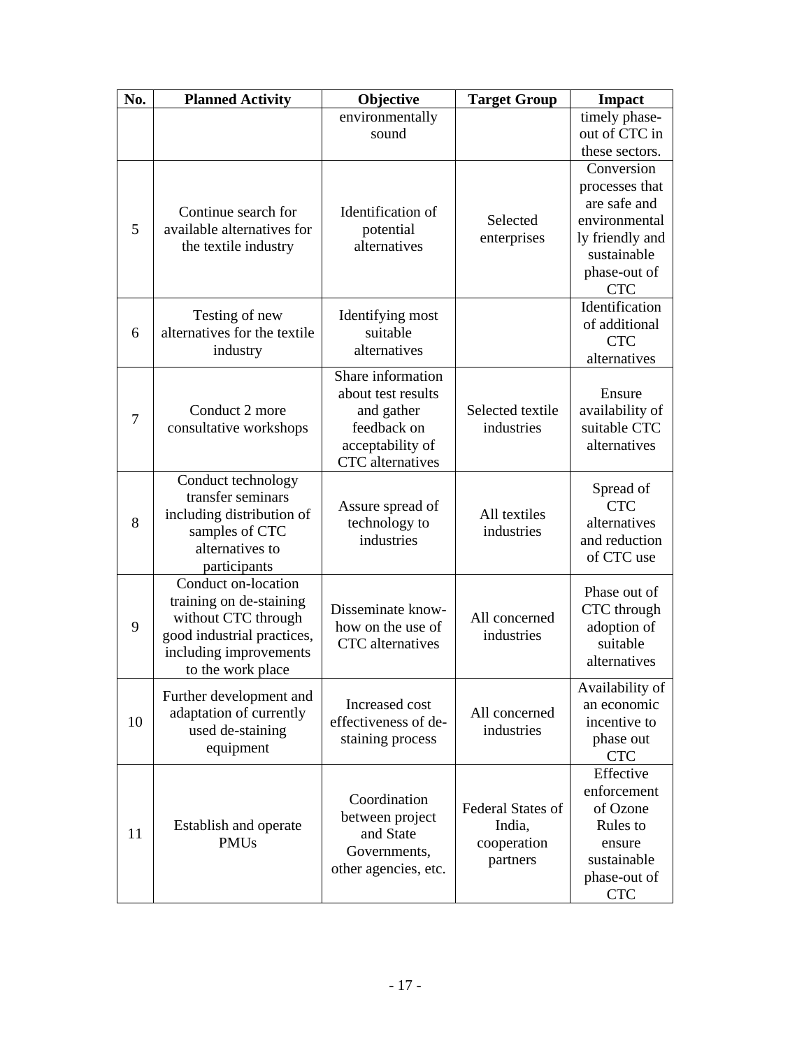| No. | Planned Activity | Objective | Target Group | Impact |
|---|---|---|---|---|
| | | environmentally sound | | timely phase-out of CTC in these sectors. |
| 5 | Continue search for available alternatives for the textile industry | Identification of potential alternatives | Selected enterprises | Conversion processes that are safe and environmentally friendly and sustainable phase-out of CTC |
| 6 | Testing of new alternatives for the textile industry | Identifying most suitable alternatives | | Identification of additional CTC alternatives |
| 7 | Conduct 2 more consultative workshops | Share information about test results and gather feedback on acceptability of CTC alternatives | Selected textile industries | Ensure availability of suitable CTC alternatives |
| 8 | Conduct technology transfer seminars including distribution of samples of CTC alternatives to participants | Assure spread of technology to industries | All textiles industries | Spread of CTC alternatives and reduction of CTC use |
| 9 | Conduct on-location training on de-staining without CTC through good industrial practices, including improvements to the work place | Disseminate know-how on the use of CTC alternatives | All concerned industries | Phase out of CTC through adoption of suitable alternatives |
| 10 | Further development and adaptation of currently used de-staining equipment | Increased cost effectiveness of de-staining process | All concerned industries | Availability of an economic incentive to phase out CTC |
| 11 | Establish and operate PMUs | Coordination between project and State Governments, other agencies, etc. | Federal States of India, cooperation partners | Effective enforcement of Ozone Rules to ensure sustainable phase-out of CTC |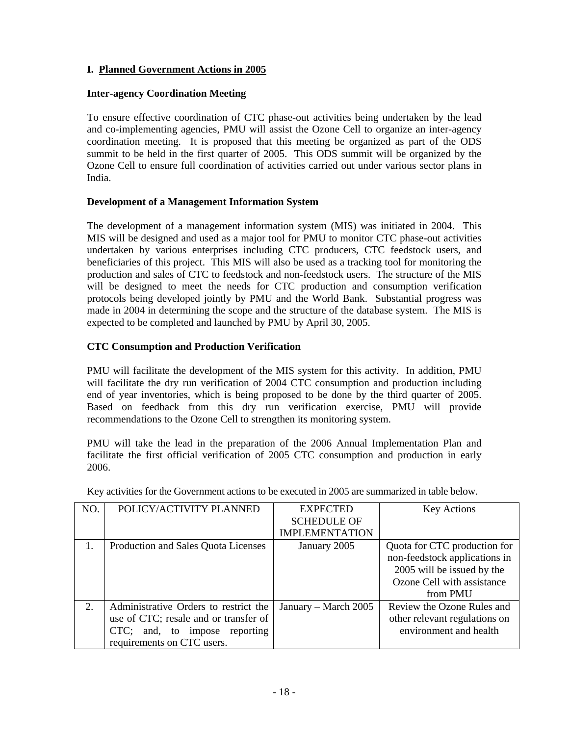## I. Planned Government Actions in 2005

### Inter-agency Coordination Meeting

To ensure effective coordination of CTC phase-out activities being undertaken by the lead and co-implementing agencies, PMU will assist the Ozone Cell to organize an inter-agency coordination meeting. It is proposed that this meeting be organized as part of the ODS summit to be held in the first quarter of 2005. This ODS summit will be organized by the Ozone Cell to ensure full coordination of activities carried out under various sector plans in India.

### Development of a Management Information System

The development of a management information system (MIS) was initiated in 2004. This MIS will be designed and used as a major tool for PMU to monitor CTC phase-out activities undertaken by various enterprises including CTC producers, CTC feedstock users, and beneficiaries of this project. This MIS will also be used as a tracking tool for monitoring the production and sales of CTC to feedstock and non-feedstock users. The structure of the MIS will be designed to meet the needs for CTC production and consumption verification protocols being developed jointly by PMU and the World Bank. Substantial progress was made in 2004 in determining the scope and the structure of the database system. The MIS is expected to be completed and launched by PMU by April 30, 2005.

### CTC Consumption and Production Verification

PMU will facilitate the development of the MIS system for this activity. In addition, PMU will facilitate the dry run verification of 2004 CTC consumption and production including end of year inventories, which is being proposed to be done by the third quarter of 2005. Based on feedback from this dry run verification exercise, PMU will provide recommendations to the Ozone Cell to strengthen its monitoring system.

PMU will take the lead in the preparation of the 2006 Annual Implementation Plan and facilitate the first official verification of 2005 CTC consumption and production in early 2006.

Key activities for the Government actions to be executed in 2005 are summarized in table below.

| NO. | POLICY/ACTIVITY PLANNED | EXPECTED SCHEDULE OF IMPLEMENTATION | Key Actions |
|---|---|---|---|
| 1. | Production and Sales Quota Licenses | January 2005 | Quota for CTC production for non-feedstock applications in 2005 will be issued by the Ozone Cell with assistance from PMU |
| 2. | Administrative Orders to restrict the use of CTC; resale and or transfer of CTC; and, to impose reporting requirements on CTC users. | January – March 2005 | Review the Ozone Rules and other relevant regulations on environment and health |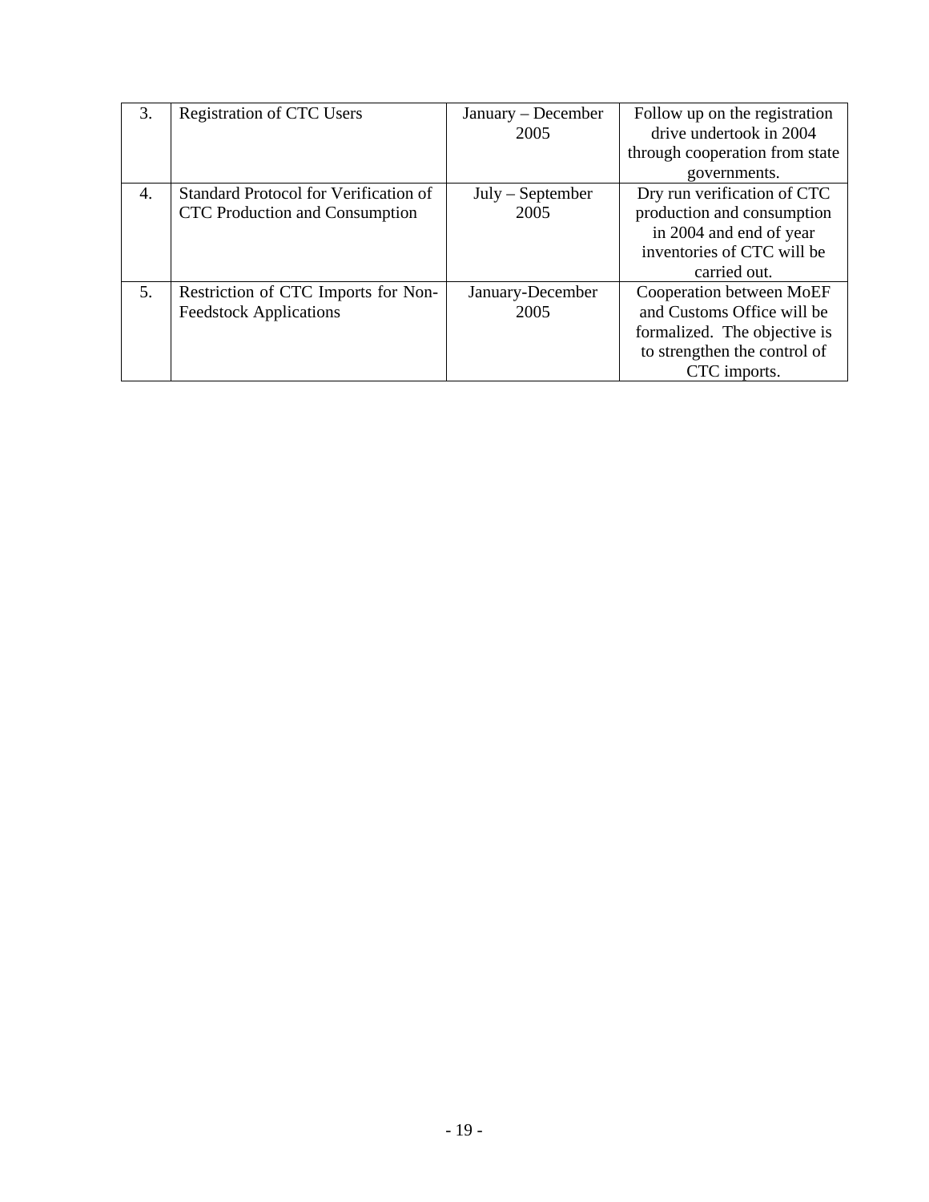| | | | |
|---|---|---|---|
| 3. | Registration of CTC Users | January – December 2005 | Follow up on the registration drive undertook in 2004 through cooperation from state governments. |
| 4. | Standard Protocol for Verification of CTC Production and Consumption | July – September 2005 | Dry run verification of CTC production and consumption in 2004 and end of year inventories of CTC will be carried out. |
| 5. | Restriction of CTC Imports for Non-Feedstock Applications | January-December 2005 | Cooperation between MoEF and Customs Office will be formalized. The objective is to strengthen the control of CTC imports. |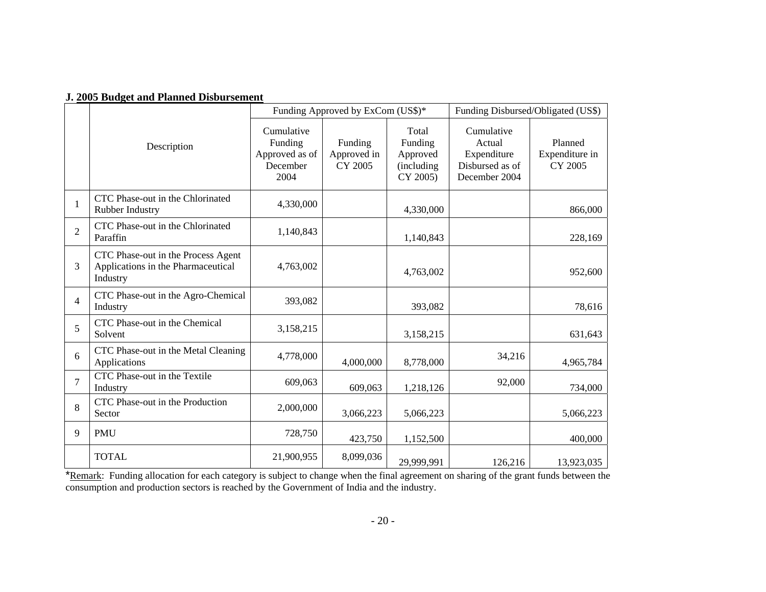**J. 2005 Budget and Planned Disbursement**

| | Description | Funding Approved by ExCom (US$)* | | | Funding Disbursed/Obligated (US$) | |
|---|---|---|---|---|---|---|
| | | Cumulative Funding Approved as of December 2004 | Funding Approved in CY 2005 | Total Funding Approved (including CY 2005) | Cumulative Actual Expenditure Disbursed as of December 2004 | Planned Expenditure in CY 2005 |
| 1 | CTC Phase-out in the Chlorinated Rubber Industry | 4,330,000 | | 4,330,000 | | 866,000 |
| 2 | CTC Phase-out in the Chlorinated Paraffin | 1,140,843 | | 1,140,843 | | 228,169 |
| 3 | CTC Phase-out in the Process Agent Applications in the Pharmaceutical Industry | 4,763,002 | | 4,763,002 | | 952,600 |
| 4 | CTC Phase-out in the Agro-Chemical Industry | 393,082 | | 393,082 | | 78,616 |
| 5 | CTC Phase-out in the Chemical Solvent | 3,158,215 | | 3,158,215 | | 631,643 |
| 6 | CTC Phase-out in the Metal Cleaning Applications | 4,778,000 | 4,000,000 | 8,778,000 | 34,216 | 4,965,784 |
| 7 | CTC Phase-out in the Textile Industry | 609,063 | 609,063 | 1,218,126 | 92,000 | 734,000 |
| 8 | CTC Phase-out in the Production Sector | 2,000,000 | 3,066,223 | 5,066,223 | | 5,066,223 |
| 9 | PMU | 728,750 | 423,750 | 1,152,500 | | 400,000 |
| | TOTAL | 21,900,955 | 8,099,036 | 29,999,991 | 126,216 | 13,923,035 |

*Remark: Funding allocation for each category is subject to change when the final agreement on sharing of the grant funds between the consumption and production sectors is reached by the Government of India and the industry.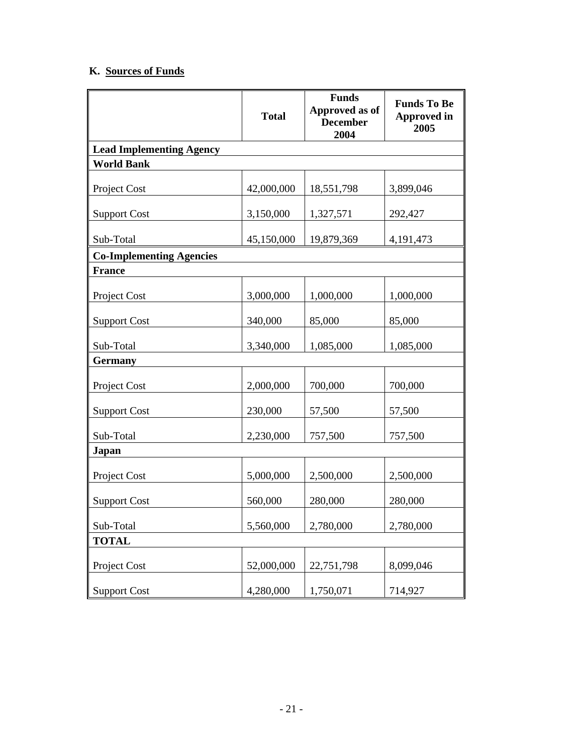## K. Sources of Funds

| | Total | Funds Approved as of December 2004 | Funds To Be Approved in 2005 |
|---|---|---|---|
| **Lead Implementing Agency** | | | |
| **World Bank** | | | |
| Project Cost | 42,000,000 | 18,551,798 | 3,899,046 |
| Support Cost | 3,150,000 | 1,327,571 | 292,427 |
| Sub-Total | 45,150,000 | 19,879,369 | 4,191,473 |
| **Co-Implementing Agencies** | | | |
| **France** | | | |
| Project Cost | 3,000,000 | 1,000,000 | 1,000,000 |
| Support Cost | 340,000 | 85,000 | 85,000 |
| Sub-Total | 3,340,000 | 1,085,000 | 1,085,000 |
| **Germany** | | | |
| Project Cost | 2,000,000 | 700,000 | 700,000 |
| Support Cost | 230,000 | 57,500 | 57,500 |
| Sub-Total | 2,230,000 | 757,500 | 757,500 |
| **Japan** | | | |
| Project Cost | 5,000,000 | 2,500,000 | 2,500,000 |
| Support Cost | 560,000 | 280,000 | 280,000 |
| Sub-Total | 5,560,000 | 2,780,000 | 2,780,000 |
| **TOTAL** | | | |
| Project Cost | 52,000,000 | 22,751,798 | 8,099,046 |
| Support Cost | 4,280,000 | 1,750,071 | 714,927 |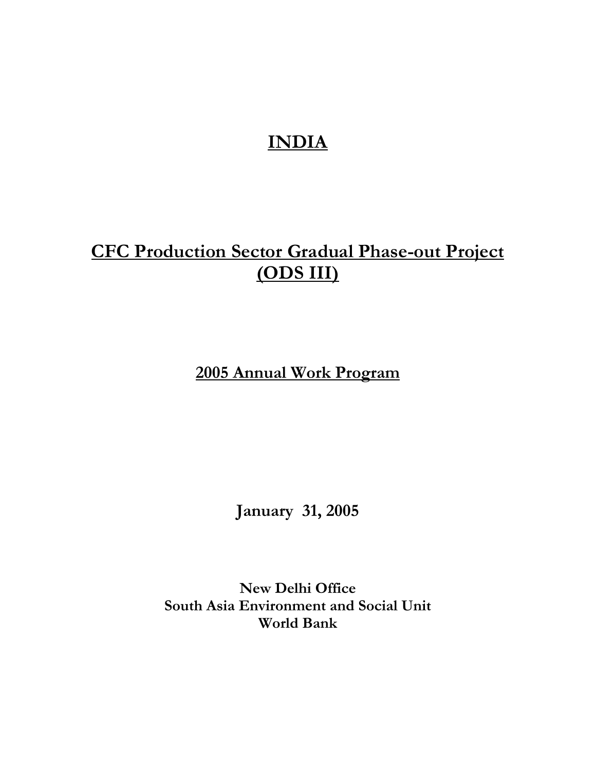# INDIA

# CFC Production Sector Gradual Phase-out Project (ODS III)

## 2005 Annual Work Program

**January 31, 2005**

**New Delhi Office**
**South Asia Environment and Social Unit**
**World Bank**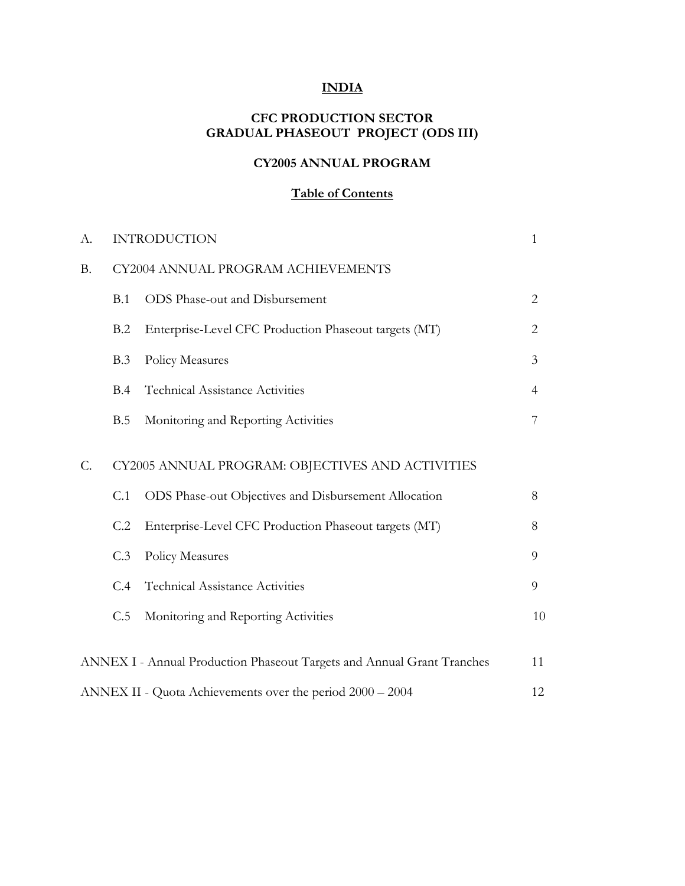# INDIA

## CFC PRODUCTION SECTOR
## GRADUAL PHASEOUT PROJECT (ODS III)

### CY2005 ANNUAL PROGRAM

### Table of Contents

| | | |
|---|---|---|
| A. | INTRODUCTION | 1 |
| B. | CY2004 ANNUAL PROGRAM ACHIEVEMENTS | |
| | B.1 ODS Phase-out and Disbursement | 2 |
| | B.2 Enterprise-Level CFC Production Phaseout targets (MT) | 2 |
| | B.3 Policy Measures | 3 |
| | B.4 Technical Assistance Activities | 4 |
| | B.5 Monitoring and Reporting Activities | 7 |
| C. | CY2005 ANNUAL PROGRAM: OBJECTIVES AND ACTIVITIES | |
| | C.1 ODS Phase-out Objectives and Disbursement Allocation | 8 |
| | C.2 Enterprise-Level CFC Production Phaseout targets (MT) | 8 |
| | C.3 Policy Measures | 9 |
| | C.4 Technical Assistance Activities | 9 |
| | C.5 Monitoring and Reporting Activities | 10 |
| | ANNEX I - Annual Production Phaseout Targets and Annual Grant Tranches | 11 |
| | ANNEX II - Quota Achievements over the period 2000 – 2004 | 12 |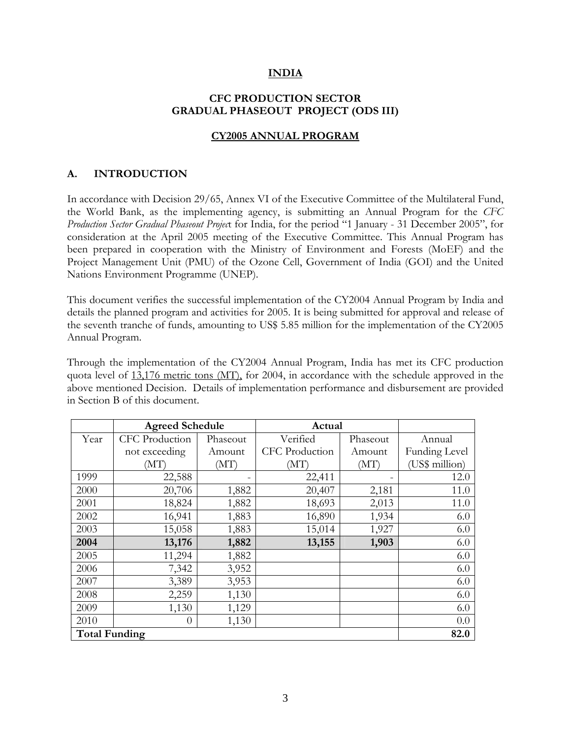# INDIA

## CFC PRODUCTION SECTOR GRADUAL PHASEOUT PROJECT (ODS III)

## CY2005 ANNUAL PROGRAM

### A. INTRODUCTION

In accordance with Decision 29/65, Annex VI of the Executive Committee of the Multilateral Fund, the World Bank, as the implementing agency, is submitting an Annual Program for the *CFC Production Sector Gradual Phaseout Project* for India, for the period "1 January - 31 December 2005", for consideration at the April 2005 meeting of the Executive Committee. This Annual Program has been prepared in cooperation with the Ministry of Environment and Forests (MoEF) and the Project Management Unit (PMU) of the Ozone Cell, Government of India (GOI) and the United Nations Environment Programme (UNEP).

This document verifies the successful implementation of the CY2004 Annual Program by India and details the planned program and activities for 2005. It is being submitted for approval and release of the seventh tranche of funds, amounting to US$ 5.85 million for the implementation of the CY2005 Annual Program.

Through the implementation of the CY2004 Annual Program, India has met its CFC production quota level of 13,176 metric tons (MT), for 2004, in accordance with the schedule approved in the above mentioned Decision. Details of implementation performance and disbursement are provided in Section B of this document.

| | **Agreed Schedule** | | **Actual** | | |
|---|---|---|---|---|---|
| Year | CFC Production not exceeding (MT) | Phaseout Amount (MT) | Verified CFC Production (MT) | Phaseout Amount (MT) | Annual Funding Level (US$ million) |
| 1999 | 22,588 | - | 22,411 | - | 12.0 |
| 2000 | 20,706 | 1,882 | 20,407 | 2,181 | 11.0 |
| 2001 | 18,824 | 1,882 | 18,693 | 2,013 | 11.0 |
| 2002 | 16,941 | 1,883 | 16,890 | 1,934 | 6.0 |
| 2003 | 15,058 | 1,883 | 15,014 | 1,927 | 6.0 |
| **2004** | **13,176** | **1,882** | **13,155** | **1,903** | 6.0 |
| 2005 | 11,294 | 1,882 | | | 6.0 |
| 2006 | 7,342 | 3,952 | | | 6.0 |
| 2007 | 3,389 | 3,953 | | | 6.0 |
| 2008 | 2,259 | 1,130 | | | 6.0 |
| 2009 | 1,130 | 1,129 | | | 6.0 |
| 2010 | 0 | 1,130 | | | 0.0 |
| **Total Funding** | | | | | **82.0** |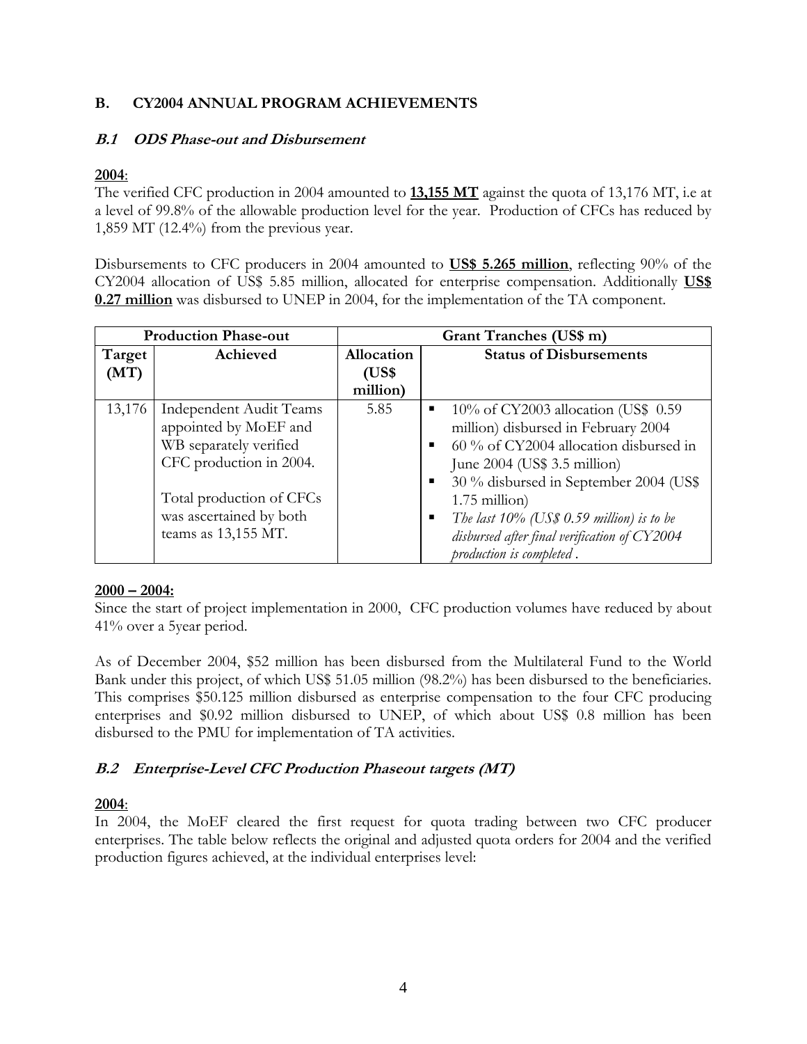## B. CY2004 ANNUAL PROGRAM ACHIEVEMENTS

### *B.1 ODS Phase-out and Disbursement*

**2004**:

The verified CFC production in 2004 amounted to **13,155 MT** against the quota of 13,176 MT, i.e at a level of 99.8% of the allowable production level for the year. Production of CFCs has reduced by 1,859 MT (12.4%) from the previous year.

Disbursements to CFC producers in 2004 amounted to **US$ 5.265 million**, reflecting 90% of the CY2004 allocation of US$ 5.85 million, allocated for enterprise compensation. Additionally **US$ 0.27 million** was disbursed to UNEP in 2004, for the implementation of the TA component.

| Production Phase-out | | Grant Tranches (US$ m) | |
|---|---|---|---|
| **Target (MT)** | **Achieved** | **Allocation (US$ million)** | **Status of Disbursements** |
| 13,176 | Independent Audit Teams appointed by MoEF and WB separately verified CFC production in 2004.<br><br>Total production of CFCs was ascertained by both teams as 13,155 MT. | 5.85 | ▪ 10% of CY2003 allocation (US$ 0.59 million) disbursed in February 2004<br>▪ 60 % of CY2004 allocation disbursed in June 2004 (US$ 3.5 million)<br>▪ 30 % disbursed in September 2004 (US$ 1.75 million)<br>▪ *The last 10% (US$ 0.59 million) is to be disbursed after final verification of CY2004 production is completed .* |

**2000 – 2004:**

Since the start of project implementation in 2000, CFC production volumes have reduced by about 41% over a 5year period.

As of December 2004, $52 million has been disbursed from the Multilateral Fund to the World Bank under this project, of which US$ 51.05 million (98.2%) has been disbursed to the beneficiaries. This comprises $50.125 million disbursed as enterprise compensation to the four CFC producing enterprises and $0.92 million disbursed to UNEP, of which about US$ 0.8 million has been disbursed to the PMU for implementation of TA activities.

### *B.2 Enterprise-Level CFC Production Phaseout targets (MT)*

**2004**:

In 2004, the MoEF cleared the first request for quota trading between two CFC producer enterprises. The table below reflects the original and adjusted quota orders for 2004 and the verified production figures achieved, at the individual enterprises level: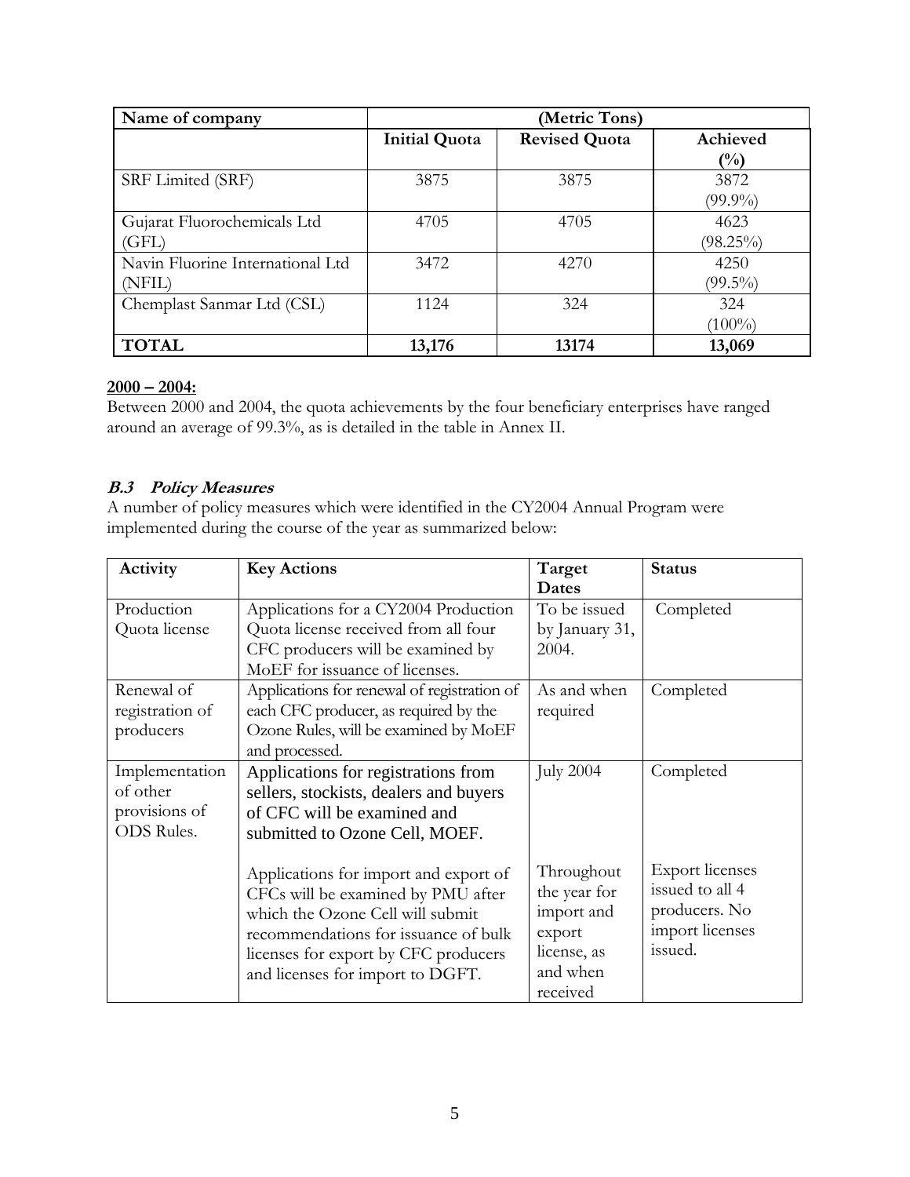| Name of company | (Metric Tons) | | |
|---|---|---|---|
| | **Initial Quota** | **Revised Quota** | **Achieved (%)** |
| SRF Limited (SRF) | 3875 | 3875 | 3872 (99.9%) |
| Gujarat Fluorochemicals Ltd (GFL) | 4705 | 4705 | 4623 (98.25%) |
| Navin Fluorine International Ltd (NFIL) | 3472 | 4270 | 4250 (99.5%) |
| Chemplast Sanmar Ltd (CSL) | 1124 | 324 | 324 (100%) |
| **TOTAL** | **13,176** | **13174** | **13,069** |

**2000 – 2004:**
Between 2000 and 2004, the quota achievements by the four beneficiary enterprises have ranged around an average of 99.3%, as is detailed in the table in Annex II.

### ***B.3 Policy Measures***

A number of policy measures which were identified in the CY2004 Annual Program were implemented during the course of the year as summarized below:

| Activity | Key Actions | Target Dates | Status |
|---|---|---|---|
| Production Quota license | Applications for a CY2004 Production Quota license received from all four CFC producers will be examined by MoEF for issuance of licenses. | To be issued by January 31, 2004. | Completed |
| Renewal of registration of producers | Applications for renewal of registration of each CFC producer, as required by the Ozone Rules, will be examined by MoEF and processed. | As and when required | Completed |
| Implementation of other provisions of ODS Rules. | Applications for registrations from sellers, stockists, dealers and buyers of CFC will be examined and submitted to Ozone Cell, MOEF. | July 2004 | Completed |
| | Applications for import and export of CFCs will be examined by PMU after which the Ozone Cell will submit recommendations for issuance of bulk licenses for export by CFC producers and licenses for import to DGFT. | Throughout the year for import and export license, as and when received | Export licenses issued to all 4 producers. No import licenses issued. |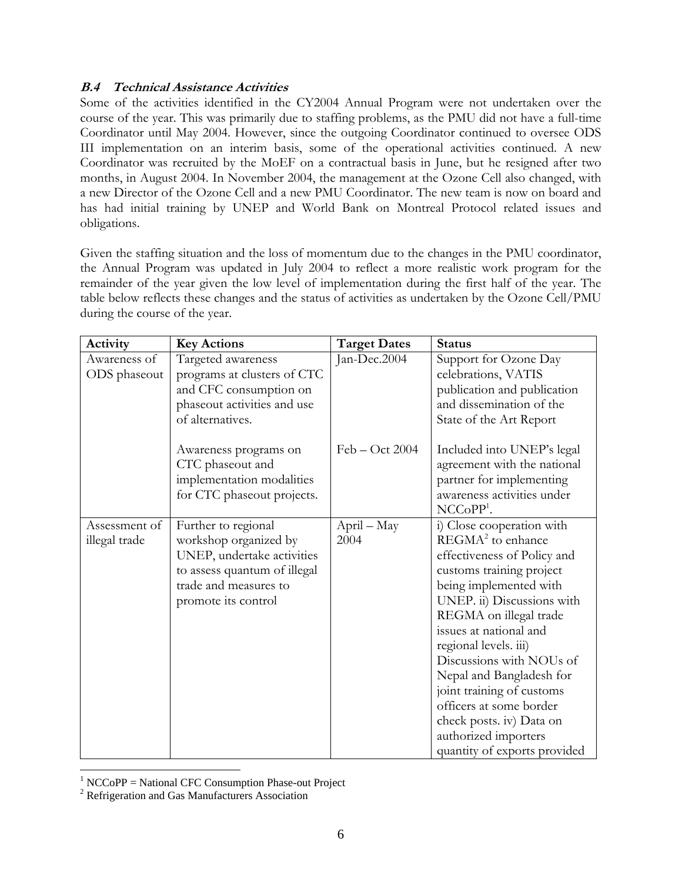### ***B.4 Technical Assistance Activities***

Some of the activities identified in the CY2004 Annual Program were not undertaken over the course of the year. This was primarily due to staffing problems, as the PMU did not have a full-time Coordinator until May 2004. However, since the outgoing Coordinator continued to oversee ODS III implementation on an interim basis, some of the operational activities continued. A new Coordinator was recruited by the MoEF on a contractual basis in June, but he resigned after two months, in August 2004. In November 2004, the management at the Ozone Cell also changed, with a new Director of the Ozone Cell and a new PMU Coordinator. The new team is now on board and has had initial training by UNEP and World Bank on Montreal Protocol related issues and obligations.

Given the staffing situation and the loss of momentum due to the changes in the PMU coordinator, the Annual Program was updated in July 2004 to reflect a more realistic work program for the remainder of the year given the low level of implementation during the first half of the year. The table below reflects these changes and the status of activities as undertaken by the Ozone Cell/PMU during the course of the year.

| Activity | Key Actions | Target Dates | Status |
|---|---|---|---|
| Awareness of ODS phaseout | Targeted awareness programs at clusters of CTC and CFC consumption on phaseout activities and use of alternatives. | Jan-Dec.2004 | Support for Ozone Day celebrations, VATIS publication and publication and dissemination of the State of the Art Report |
| | Awareness programs on CTC phaseout and implementation modalities for CTC phaseout projects. | Feb – Oct 2004 | Included into UNEP's legal agreement with the national partner for implementing awareness activities under NCCoPP[1]. |
| Assessment of illegal trade | Further to regional workshop organized by UNEP, undertake activities to assess quantum of illegal trade and measures to promote its control | April – May 2004 | i) Close cooperation with REGMA[2] to enhance effectiveness of Policy and customs training project being implemented with UNEP. ii) Discussions with REGMA on illegal trade issues at national and regional levels. iii) Discussions with NOUs of Nepal and Bangladesh for joint training of customs officers at some border check posts. iv) Data on authorized importers quantity of exports provided |

[1] NCCoPP = National CFC Consumption Phase-out Project

[2] Refrigeration and Gas Manufacturers Association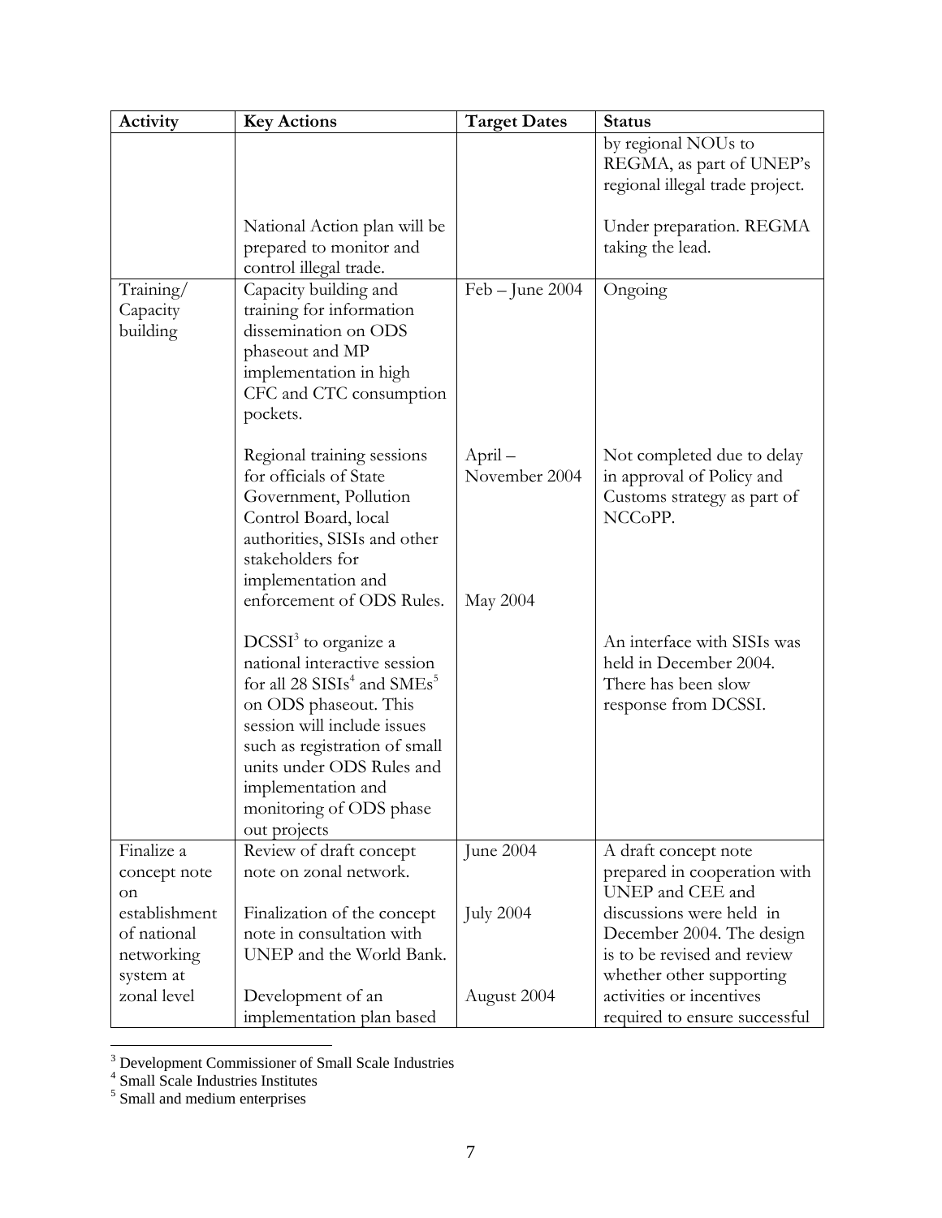| Activity | Key Actions | Target Dates | Status |
|---|---|---|---|
| | | | by regional NOUs to REGMA, as part of UNEP's regional illegal trade project. |
| | National Action plan will be prepared to monitor and control illegal trade. | | Under preparation. REGMA taking the lead. |
| Training/ Capacity building | Capacity building and training for information dissemination on ODS phaseout and MP implementation in high CFC and CTC consumption pockets. | Feb – June 2004 | Ongoing |
| | Regional training sessions for officials of State Government, Pollution Control Board, local authorities, SISIs and other stakeholders for implementation and enforcement of ODS Rules. | April – November 2004 | Not completed due to delay in approval of Policy and Customs strategy as part of NCCoPP. |
| | DCSSI[3] to organize a national interactive session for all 28 SISIs[4] and SMEs[5] on ODS phaseout. This session will include issues such as registration of small units under ODS Rules and implementation and monitoring of ODS phase out projects | May 2004 | An interface with SISIs was held in December 2004. There has been slow response from DCSSI. |
| Finalize a concept note on establishment of national networking system at zonal level | Review of draft concept note on zonal network. | June 2004 | A draft concept note prepared in cooperation with UNEP and CEE and discussions were held in December 2004. The design is to be revised and review whether other supporting activities or incentives required to ensure successful |
| | Finalization of the concept note in consultation with UNEP and the World Bank. | July 2004 | |
| | Development of an implementation plan based | August 2004 | |

[3] Development Commissioner of Small Scale Industries

[4] Small Scale Industries Institutes

[5] Small and medium enterprises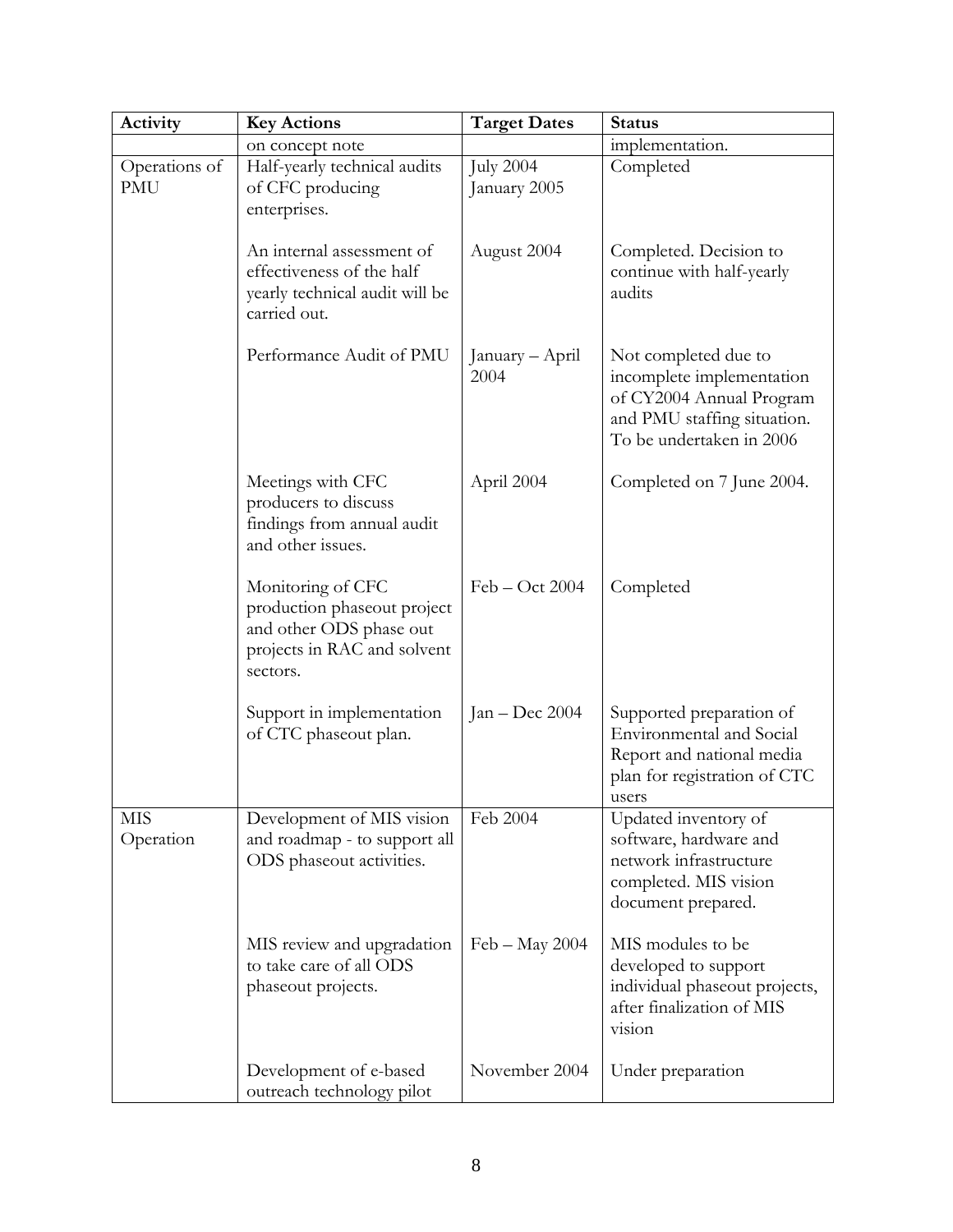| Activity | Key Actions | Target Dates | Status |
|---|---|---|---|
| | on concept note | | implementation. |
| Operations of PMU | Half-yearly technical audits of CFC producing enterprises. | July 2004 January 2005 | Completed |
| | An internal assessment of effectiveness of the half yearly technical audit will be carried out. | August 2004 | Completed. Decision to continue with half-yearly audits |
| | Performance Audit of PMU | January – April 2004 | Not completed due to incomplete implementation of CY2004 Annual Program and PMU staffing situation. To be undertaken in 2006 |
| | Meetings with CFC producers to discuss findings from annual audit and other issues. | April 2004 | Completed on 7 June 2004. |
| | Monitoring of CFC production phaseout project and other ODS phase out projects in RAC and solvent sectors. | Feb – Oct 2004 | Completed |
| | Support in implementation of CTC phaseout plan. | Jan – Dec 2004 | Supported preparation of Environmental and Social Report and national media plan for registration of CTC users |
| MIS Operation | Development of MIS vision and roadmap - to support all ODS phaseout activities. | Feb 2004 | Updated inventory of software, hardware and network infrastructure completed. MIS vision document prepared. |
| | MIS review and upgradation to take care of all ODS phaseout projects. | Feb – May 2004 | MIS modules to be developed to support individual phaseout projects, after finalization of MIS vision |
| | Development of e-based outreach technology pilot | November 2004 | Under preparation |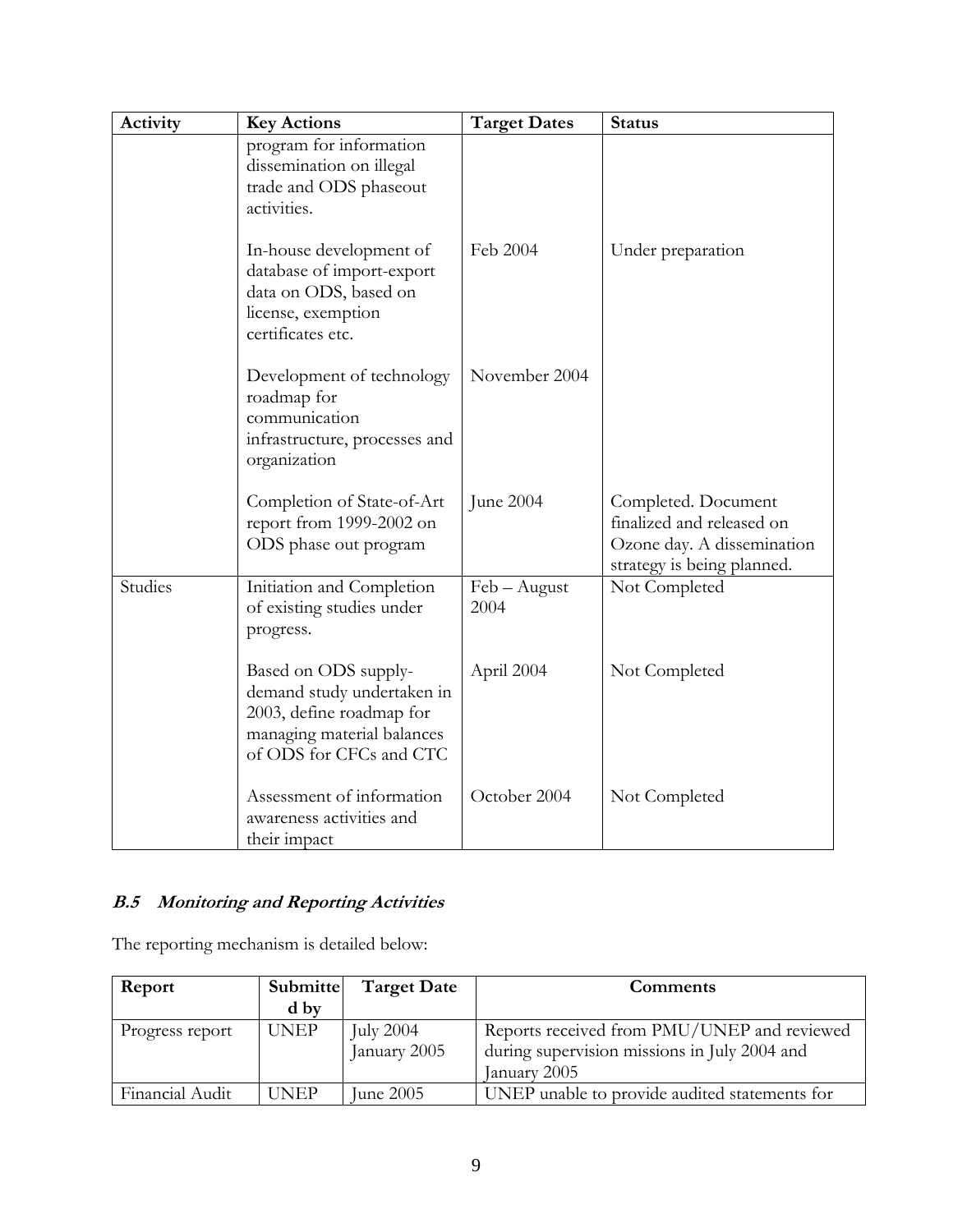| Activity | Key Actions | Target Dates | Status |
|---|---|---|---|
| | program for information dissemination on illegal trade and ODS phaseout activities. | | |
| | In-house development of database of import-export data on ODS, based on license, exemption certificates etc. | Feb 2004 | Under preparation |
| | Development of technology roadmap for communication infrastructure, processes and organization | November 2004 | |
| | Completion of State-of-Art report from 1999-2002 on ODS phase out program | June 2004 | Completed. Document finalized and released on Ozone day. A dissemination strategy is being planned. |
| Studies | Initiation and Completion of existing studies under progress. | Feb – August 2004 | Not Completed |
| | Based on ODS supply-demand study undertaken in 2003, define roadmap for managing material balances of ODS for CFCs and CTC | April 2004 | Not Completed |
| | Assessment of information awareness activities and their impact | October 2004 | Not Completed |

### *B.5 Monitoring and Reporting Activities*

The reporting mechanism is detailed below:

| Report | Submitted by | Target Date | Comments |
|---|---|---|---|
| Progress report | UNEP | July 2004<br>January 2005 | Reports received from PMU/UNEP and reviewed during supervision missions in July 2004 and January 2005 |
| Financial Audit | UNEP | June 2005 | UNEP unable to provide audited statements for |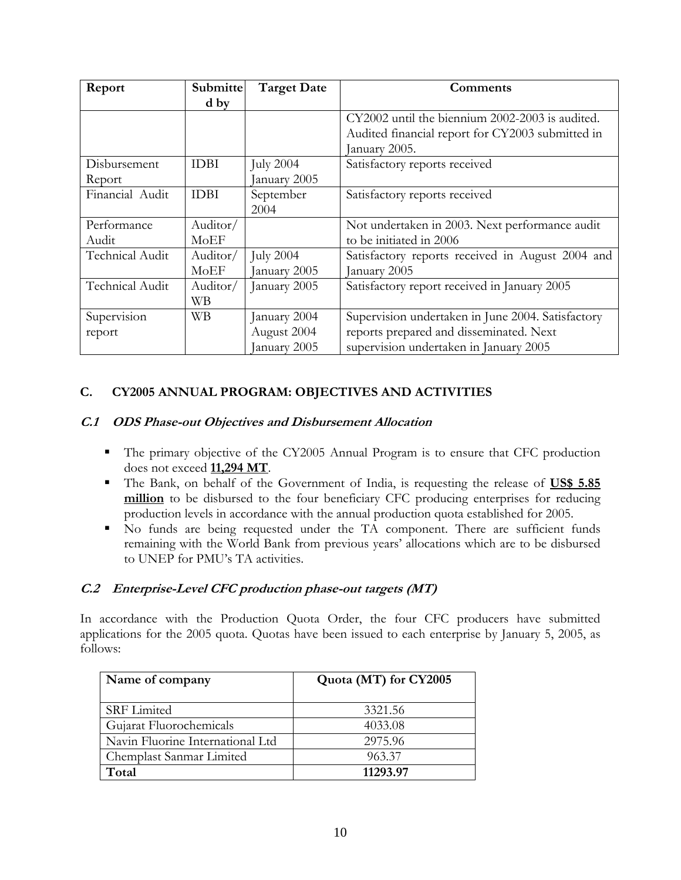| Report | Submitted by | Target Date | Comments |
|---|---|---|---|
| | | | CY2002 until the biennium 2002-2003 is audited. Audited financial report for CY2003 submitted in January 2005. |
| Disbursement Report | IDBI | July 2004 January 2005 | Satisfactory reports received |
| Financial Audit | IDBI | September 2004 | Satisfactory reports received |
| Performance Audit | Auditor/ MoEF | | Not undertaken in 2003. Next performance audit to be initiated in 2006 |
| Technical Audit | Auditor/ MoEF | July 2004 January 2005 | Satisfactory reports received in August 2004 and January 2005 |
| Technical Audit | Auditor/ WB | January 2005 | Satisfactory report received in January 2005 |
| Supervision report | WB | January 2004 August 2004 January 2005 | Supervision undertaken in June 2004. Satisfactory reports prepared and disseminated. Next supervision undertaken in January 2005 |

## C. CY2005 ANNUAL PROGRAM: OBJECTIVES AND ACTIVITIES

### *C.1 ODS Phase-out Objectives and Disbursement Allocation*

- The primary objective of the CY2005 Annual Program is to ensure that CFC production does not exceed **11,294 MT**.
- The Bank, on behalf of the Government of India, is requesting the release of **US$ 5.85 million** to be disbursed to the four beneficiary CFC producing enterprises for reducing production levels in accordance with the annual production quota established for 2005.
- No funds are being requested under the TA component. There are sufficient funds remaining with the World Bank from previous years' allocations which are to be disbursed to UNEP for PMU's TA activities.

### *C.2 Enterprise-Level CFC production phase-out targets (MT)*

In accordance with the Production Quota Order, the four CFC producers have submitted applications for the 2005 quota. Quotas have been issued to each enterprise by January 5, 2005, as follows:

| Name of company | Quota (MT) for CY2005 |
|---|---|
| SRF Limited | 3321.56 |
| Gujarat Fluorochemicals | 4033.08 |
| Navin Fluorine International Ltd | 2975.96 |
| Chemplast Sanmar Limited | 963.37 |
| **Total** | **11293.97** |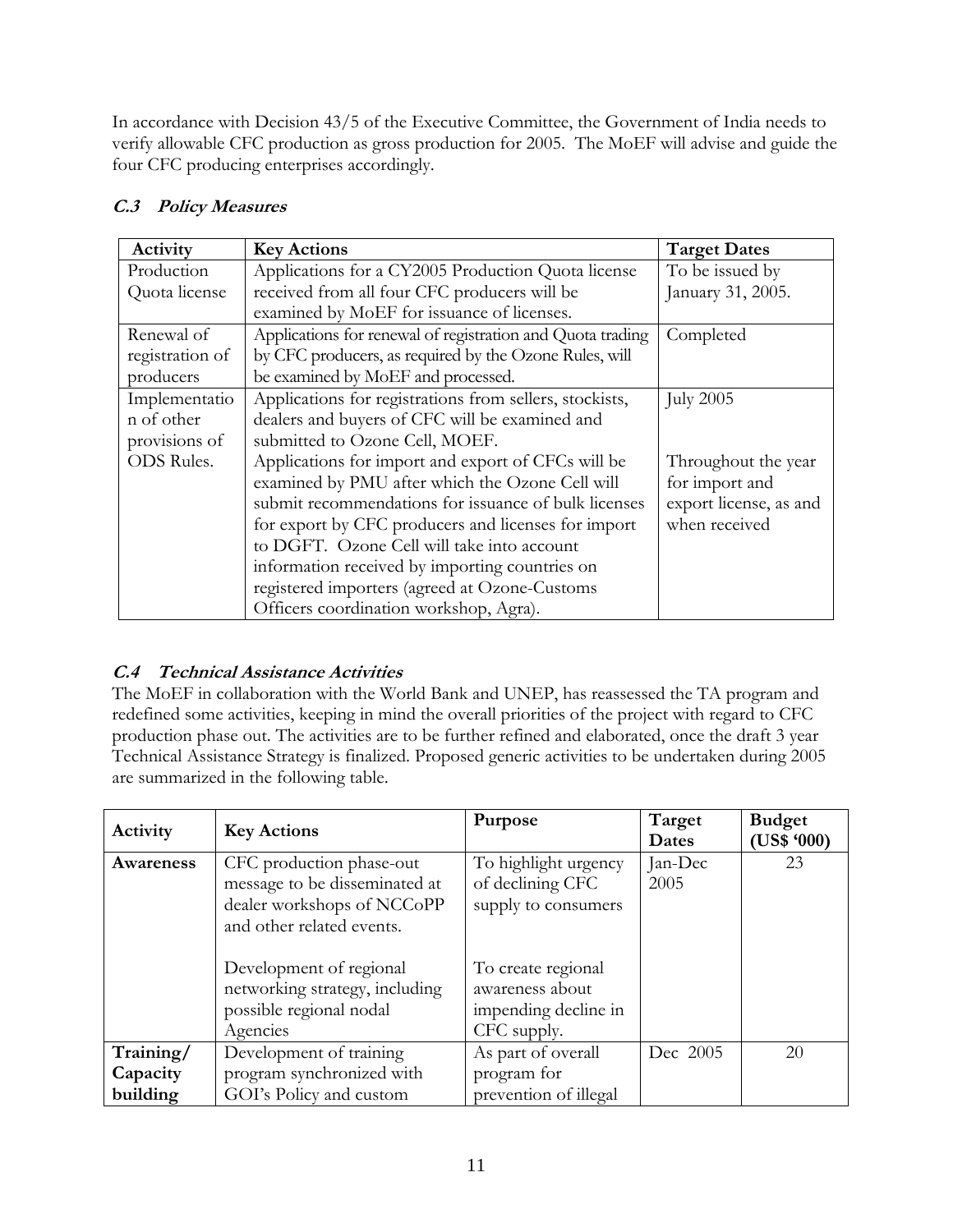In accordance with Decision 43/5 of the Executive Committee, the Government of India needs to verify allowable CFC production as gross production for 2005. The MoEF will advise and guide the four CFC producing enterprises accordingly.

### *C.3 Policy Measures*

| Activity | Key Actions | Target Dates |
|---|---|---|
| Production Quota license | Applications for a CY2005 Production Quota license received from all four CFC producers will be examined by MoEF for issuance of licenses. | To be issued by January 31, 2005. |
| Renewal of registration of producers | Applications for renewal of registration and Quota trading by CFC producers, as required by the Ozone Rules, will be examined by MoEF and processed. | Completed |
| Implementation of other provisions of ODS Rules. | Applications for registrations from sellers, stockists, dealers and buyers of CFC will be examined and submitted to Ozone Cell, MOEF.<br><br>Applications for import and export of CFCs will be examined by PMU after which the Ozone Cell will submit recommendations for issuance of bulk licenses for export by CFC producers and licenses for import to DGFT. Ozone Cell will take into account information received by importing countries on registered importers (agreed at Ozone-Customs Officers coordination workshop, Agra). | July 2005<br><br>Throughout the year for import and export license, as and when received |

### *C.4 Technical Assistance Activities*

The MoEF in collaboration with the World Bank and UNEP, has reassessed the TA program and redefined some activities, keeping in mind the overall priorities of the project with regard to CFC production phase out. The activities are to be further refined and elaborated, once the draft 3 year Technical Assistance Strategy is finalized. Proposed generic activities to be undertaken during 2005 are summarized in the following table.

| Activity | Key Actions | Purpose | Target Dates | Budget (US$ '000) |
|---|---|---|---|---|
| **Awareness** | CFC production phase-out message to be disseminated at dealer workshops of NCCoPP and other related events.<br><br>Development of regional networking strategy, including possible regional nodal Agencies | To highlight urgency of declining CFC supply to consumers<br><br>To create regional awareness about impending decline in CFC supply. | Jan-Dec 2005 | 23 |
| **Training/ Capacity building** | Development of training program synchronized with GOI's Policy and custom | As part of overall program for prevention of illegal | Dec 2005 | 20 |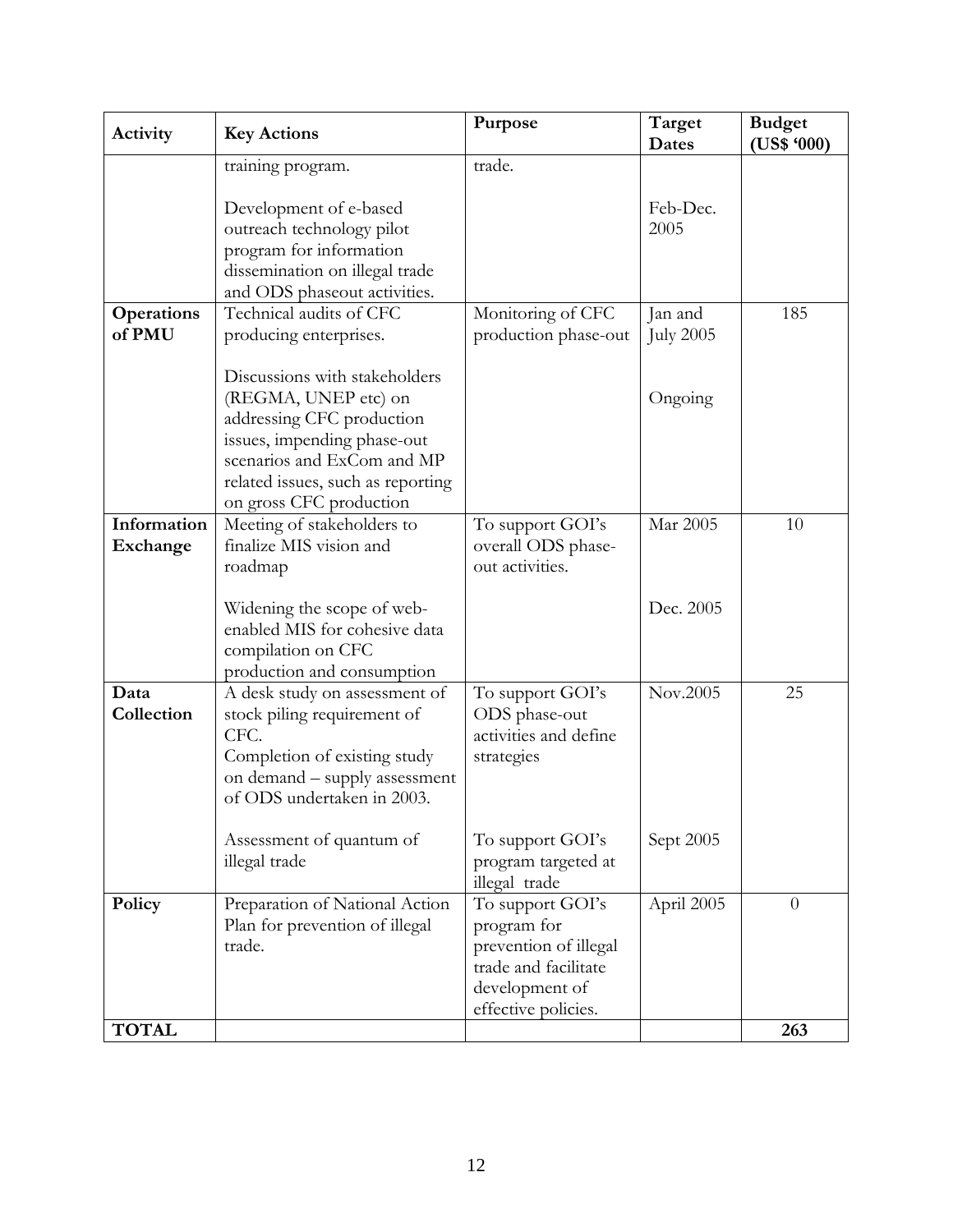| Activity | Key Actions | Purpose | Target Dates | Budget (US$ '000) |
|---|---|---|---|---|
| | training program.<br><br>Development of e-based outreach technology pilot program for information dissemination on illegal trade and ODS phaseout activities. | trade. | <br><br>Feb-Dec. 2005 | |
| **Operations of PMU** | Technical audits of CFC producing enterprises.<br><br>Discussions with stakeholders (REGMA, UNEP etc) on addressing CFC production issues, impending phase-out scenarios and ExCom and MP related issues, such as reporting on gross CFC production | Monitoring of CFC production phase-out | Jan and July 2005<br><br>Ongoing | 185 |
| **Information Exchange** | Meeting of stakeholders to finalize MIS vision and roadmap<br><br>Widening the scope of web-enabled MIS for cohesive data compilation on CFC production and consumption | To support GOI's overall ODS phase-out activities. | Mar 2005<br><br>Dec. 2005 | 10 |
| **Data Collection** | A desk study on assessment of stock piling requirement of CFC.<br>Completion of existing study on demand – supply assessment of ODS undertaken in 2003.<br><br>Assessment of quantum of illegal trade | To support GOI's ODS phase-out activities and define strategies<br><br>To support GOI's program targeted at illegal trade | Nov.2005<br><br>Sept 2005 | 25 |
| **Policy** | Preparation of National Action Plan for prevention of illegal trade. | To support GOI's program for prevention of illegal trade and facilitate development of effective policies. | April 2005 | 0 |
| **TOTAL** | | | | **263** |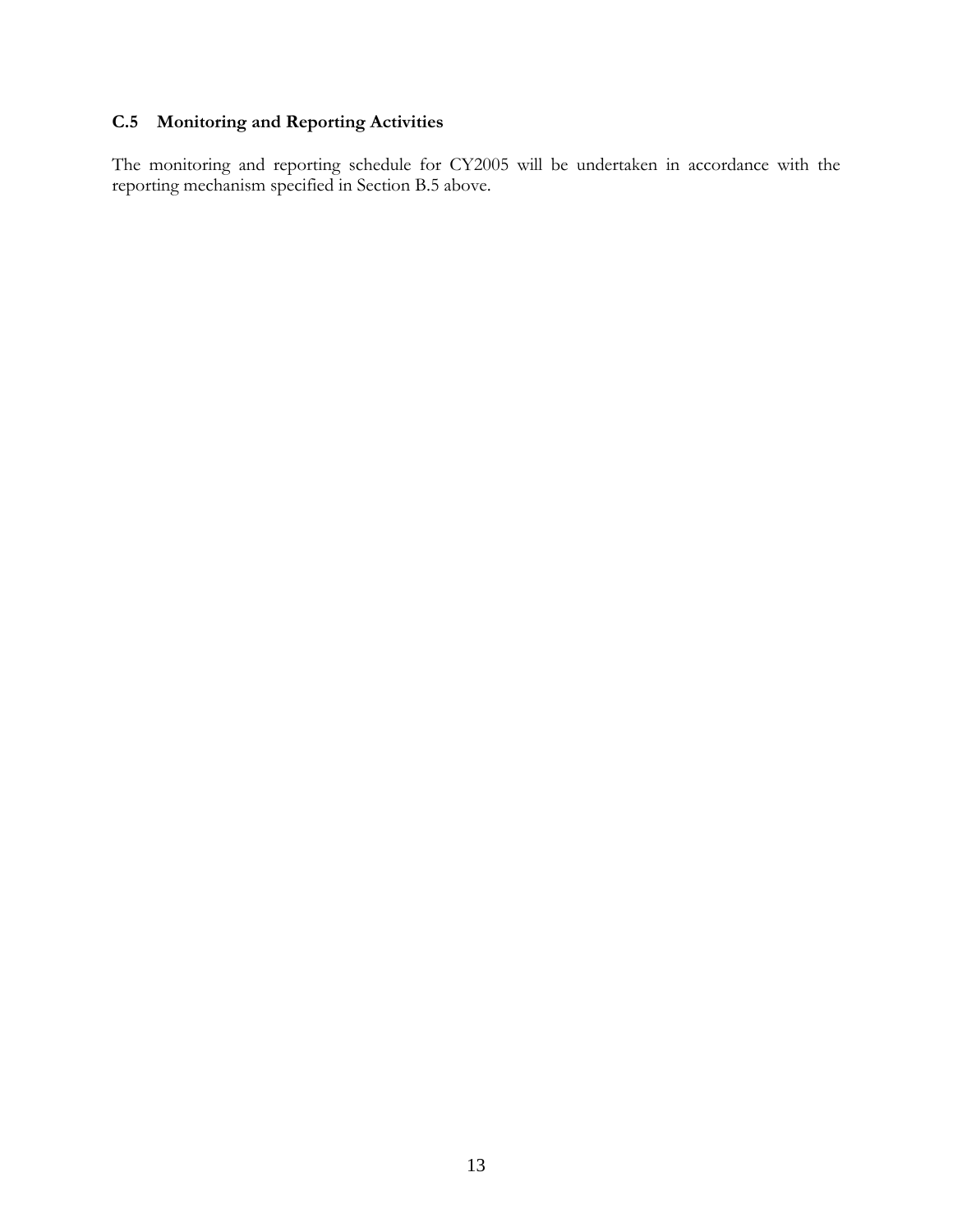### C.5 Monitoring and Reporting Activities

The monitoring and reporting schedule for CY2005 will be undertaken in accordance with the reporting mechanism specified in Section B.5 above.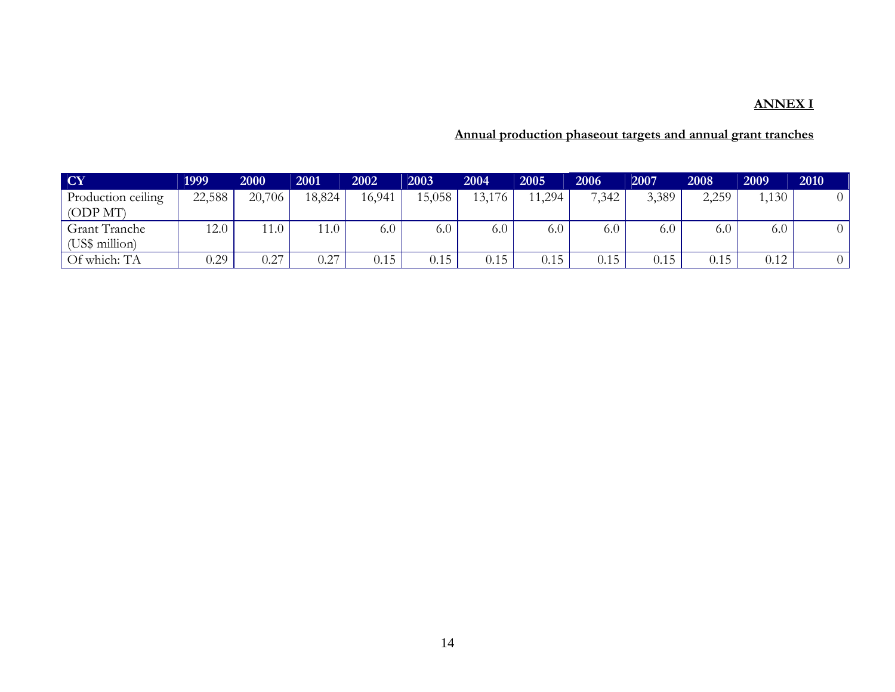**ANNEX I**

**Annual production phaseout targets and annual grant tranches**

| CY | 1999 | 2000 | 2001 | 2002 | 2003 | 2004 | 2005 | 2006 | 2007 | 2008 | 2009 | 2010 |
|---|---|---|---|---|---|---|---|---|---|---|---|---|
| Production ceiling (ODP MT) | 22,588 | 20,706 | 18,824 | 16,941 | 15,058 | 13,176 | 11,294 | 7,342 | 3,389 | 2,259 | 1,130 | 0 |
| Grant Tranche (US$ million) | 12.0 | 11.0 | 11.0 | 6.0 | 6.0 | 6.0 | 6.0 | 6.0 | 6.0 | 6.0 | 6.0 | 0 |
| Of which: TA | 0.29 | 0.27 | 0.27 | 0.15 | 0.15 | 0.15 | 0.15 | 0.15 | 0.15 | 0.15 | 0.12 | 0 |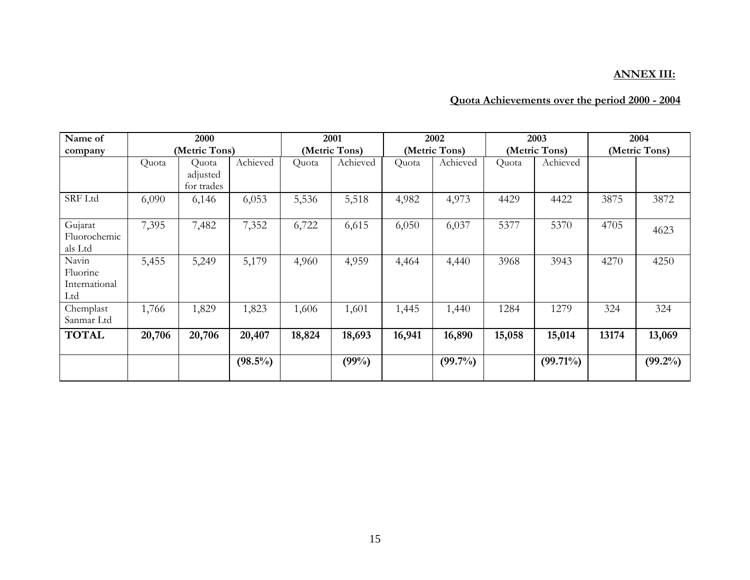**ANNEX III:**

**Quota Achievements over the period 2000 - 2004**

| Name of company | 2000 (Metric Tons) | | | 2001 (Metric Tons) | | 2002 (Metric Tons) | | 2003 (Metric Tons) | | 2004 (Metric Tons) | |
|---|---|---|---|---|---|---|---|---|---|---|---|
| | Quota | Quota adjusted for trades | Achieved | Quota | Achieved | Quota | Achieved | Quota | Achieved | | |
| SRF Ltd | 6,090 | 6,146 | 6,053 | 5,536 | 5,518 | 4,982 | 4,973 | 4429 | 4422 | 3875 | 3872 |
| Gujarat Fluorochemicals Ltd | 7,395 | 7,482 | 7,352 | 6,722 | 6,615 | 6,050 | 6,037 | 5377 | 5370 | 4705 | 4623 |
| Navin Fluorine International Ltd | 5,455 | 5,249 | 5,179 | 4,960 | 4,959 | 4,464 | 4,440 | 3968 | 3943 | 4270 | 4250 |
| Chemplast Sanmar Ltd | 1,766 | 1,829 | 1,823 | 1,606 | 1,601 | 1,445 | 1,440 | 1284 | 1279 | 324 | 324 |
| **TOTAL** | **20,706** | **20,706** | **20,407** | **18,824** | **18,693** | **16,941** | **16,890** | **15,058** | **15,014** | **13174** | **13,069** |
| | | | **(98.5%)** | | **(99%)** | | **(99.7%)** | | **(99.71%)** | | **(99.2%)** |